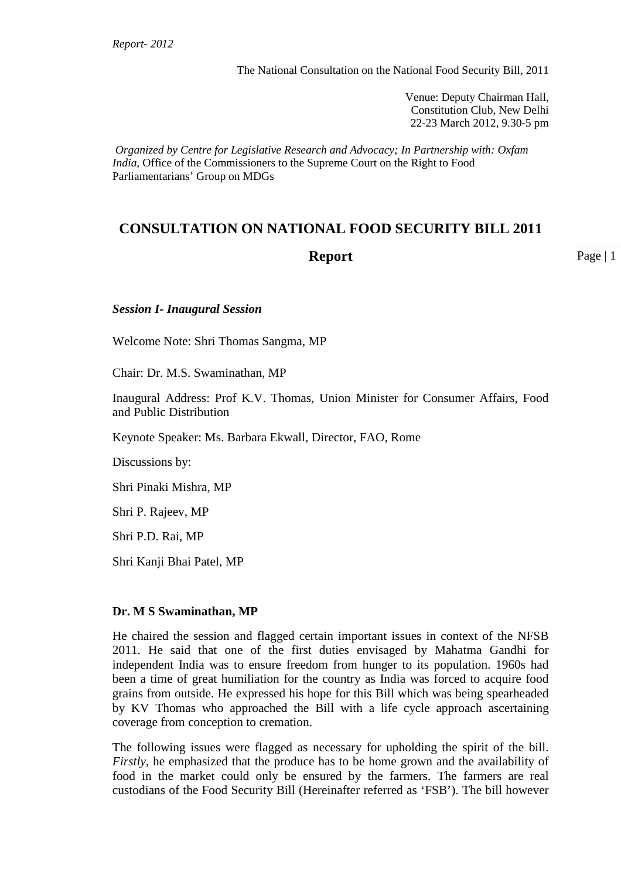*Report- 2012*

The National Consultation on the National Food Security Bill, 2011

Venue: Deputy Chairman Hall,
Constitution Club, New Delhi
22-23 March 2012, 9.30-5 pm

*Organized by Centre for Legislative Research and Advocacy; In Partnership with: Oxfam India,* Office of the Commissioners to the Supreme Court on the Right to Food Parliamentarians' Group on MDGs

# CONSULTATION ON NATIONAL FOOD SECURITY BILL 2011

## Report

***Session I- Inaugural Session***

Welcome Note: Shri Thomas Sangma, MP

Chair: Dr. M.S. Swaminathan, MP

Inaugural Address: Prof K.V. Thomas, Union Minister for Consumer Affairs, Food and Public Distribution

Keynote Speaker: Ms. Barbara Ekwall, Director, FAO, Rome

Discussions by:

Shri Pinaki Mishra, MP

Shri P. Rajeev, MP

Shri P.D. Rai, MP

Shri Kanji Bhai Patel, MP

**Dr. M S Swaminathan, MP**

He chaired the session and flagged certain important issues in context of the NFSB 2011. He said that one of the first duties envisaged by Mahatma Gandhi for independent India was to ensure freedom from hunger to its population. 1960s had been a time of great humiliation for the country as India was forced to acquire food grains from outside. He expressed his hope for this Bill which was being spearheaded by KV Thomas who approached the Bill with a life cycle approach ascertaining coverage from conception to cremation.

The following issues were flagged as necessary for upholding the spirit of the bill. *Firstly*, he emphasized that the produce has to be home grown and the availability of food in the market could only be ensured by the farmers. The farmers are real custodians of the Food Security Bill (Hereinafter referred as 'FSB'). The bill however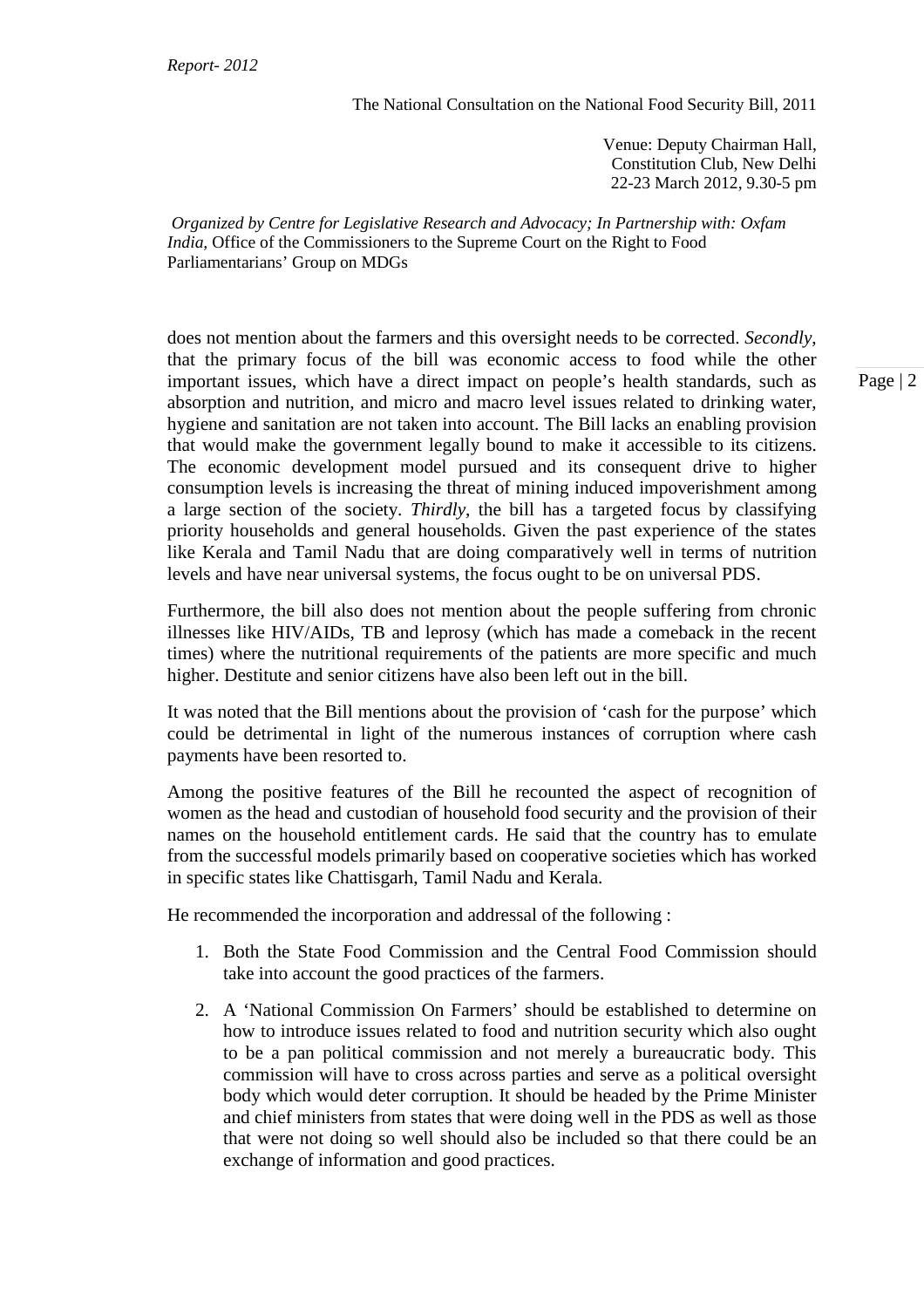does not mention about the farmers and this oversight needs to be corrected. *Secondly*, that the primary focus of the bill was economic access to food while the other important issues, which have a direct impact on people's health standards, such as absorption and nutrition, and micro and macro level issues related to drinking water, hygiene and sanitation are not taken into account. The Bill lacks an enabling provision that would make the government legally bound to make it accessible to its citizens. The economic development model pursued and its consequent drive to higher consumption levels is increasing the threat of mining induced impoverishment among a large section of the society. *Thirdly*, the bill has a targeted focus by classifying priority households and general households. Given the past experience of the states like Kerala and Tamil Nadu that are doing comparatively well in terms of nutrition levels and have near universal systems, the focus ought to be on universal PDS.

Furthermore, the bill also does not mention about the people suffering from chronic illnesses like HIV/AIDs, TB and leprosy (which has made a comeback in the recent times) where the nutritional requirements of the patients are more specific and much higher. Destitute and senior citizens have also been left out in the bill.

It was noted that the Bill mentions about the provision of 'cash for the purpose' which could be detrimental in light of the numerous instances of corruption where cash payments have been resorted to.

Among the positive features of the Bill he recounted the aspect of recognition of women as the head and custodian of household food security and the provision of their names on the household entitlement cards. He said that the country has to emulate from the successful models primarily based on cooperative societies which has worked in specific states like Chattisgarh, Tamil Nadu and Kerala.

He recommended the incorporation and addressal of the following :

1. Both the State Food Commission and the Central Food Commission should take into account the good practices of the farmers.
2. A 'National Commission On Farmers' should be established to determine on how to introduce issues related to food and nutrition security which also ought to be a pan political commission and not merely a bureaucratic body. This commission will have to cross across parties and serve as a political oversight body which would deter corruption. It should be headed by the Prime Minister and chief ministers from states that were doing well in the PDS as well as those that were not doing so well should also be included so that there could be an exchange of information and good practices.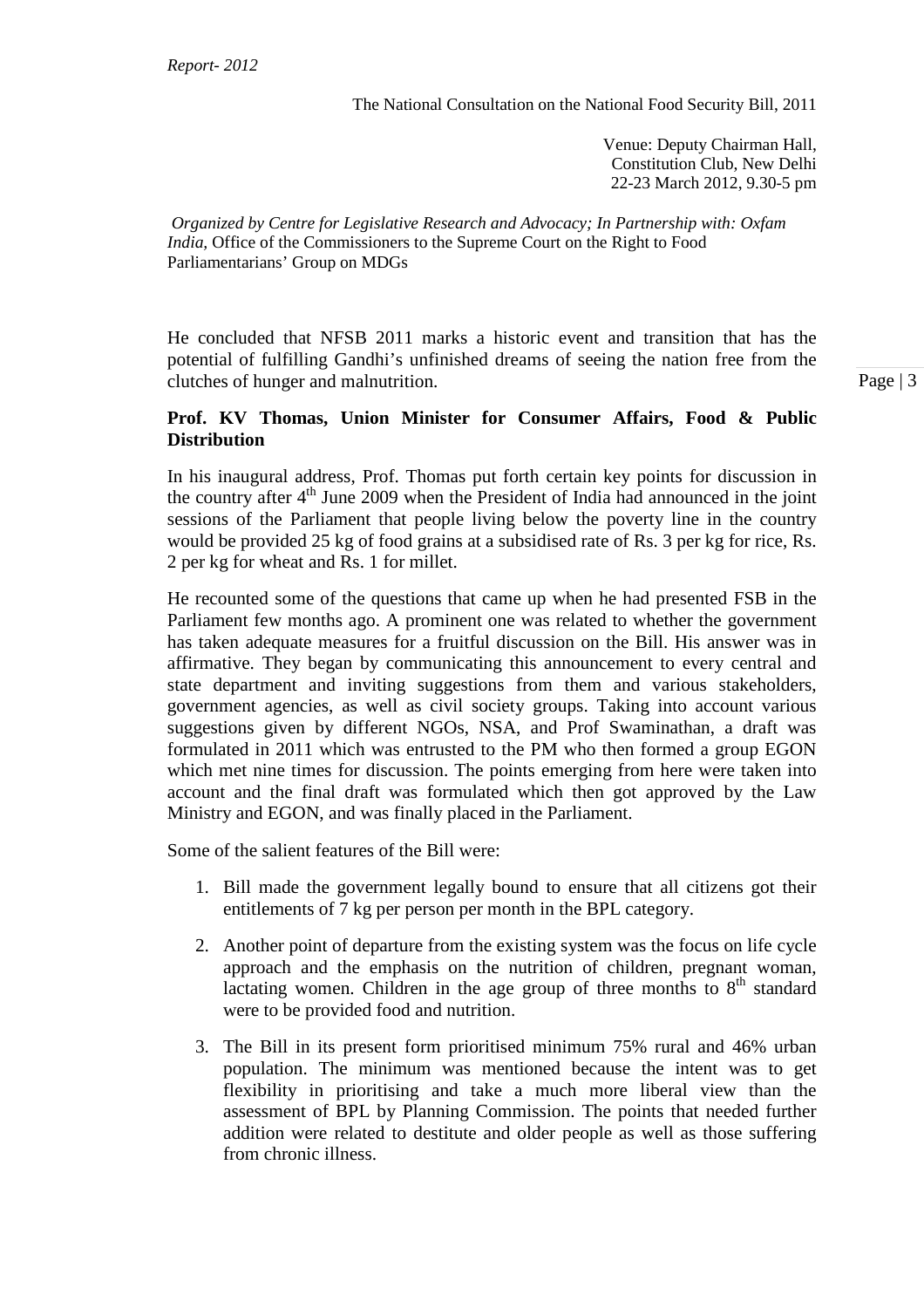He concluded that NFSB 2011 marks a historic event and transition that has the potential of fulfilling Gandhi's unfinished dreams of seeing the nation free from the clutches of hunger and malnutrition.

**Prof. KV Thomas, Union Minister for Consumer Affairs, Food & Public Distribution**

In his inaugural address, Prof. Thomas put forth certain key points for discussion in the country after 4th June 2009 when the President of India had announced in the joint sessions of the Parliament that people living below the poverty line in the country would be provided 25 kg of food grains at a subsidised rate of Rs. 3 per kg for rice, Rs. 2 per kg for wheat and Rs. 1 for millet.

He recounted some of the questions that came up when he had presented FSB in the Parliament few months ago. A prominent one was related to whether the government has taken adequate measures for a fruitful discussion on the Bill. His answer was in affirmative. They began by communicating this announcement to every central and state department and inviting suggestions from them and various stakeholders, government agencies, as well as civil society groups. Taking into account various suggestions given by different NGOs, NSA, and Prof Swaminathan, a draft was formulated in 2011 which was entrusted to the PM who then formed a group EGON which met nine times for discussion. The points emerging from here were taken into account and the final draft was formulated which then got approved by the Law Ministry and EGON, and was finally placed in the Parliament.

Some of the salient features of the Bill were:

1. Bill made the government legally bound to ensure that all citizens got their entitlements of 7 kg per person per month in the BPL category.
2. Another point of departure from the existing system was the focus on life cycle approach and the emphasis on the nutrition of children, pregnant woman, lactating women. Children in the age group of three months to 8th standard were to be provided food and nutrition.
3. The Bill in its present form prioritised minimum 75% rural and 46% urban population. The minimum was mentioned because the intent was to get flexibility in prioritising and take a much more liberal view than the assessment of BPL by Planning Commission. The points that needed further addition were related to destitute and older people as well as those suffering from chronic illness.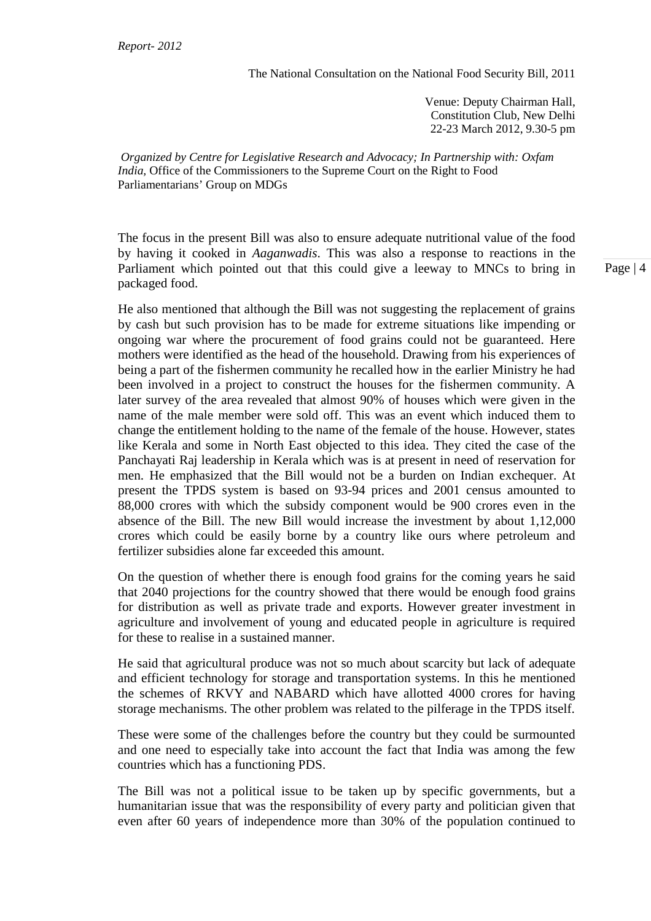*Report- 2012*

The National Consultation on the National Food Security Bill, 2011

Venue: Deputy Chairman Hall,
Constitution Club, New Delhi
22-23 March 2012, 9.30-5 pm

*Organized by Centre for Legislative Research and Advocacy; In Partnership with: Oxfam India*, Office of the Commissioners to the Supreme Court on the Right to Food Parliamentarians' Group on MDGs

The focus in the present Bill was also to ensure adequate nutritional value of the food by having it cooked in *Aaganwadis*. This was also a response to reactions in the Parliament which pointed out that this could give a leeway to MNCs to bring in packaged food.

He also mentioned that although the Bill was not suggesting the replacement of grains by cash but such provision has to be made for extreme situations like impending or ongoing war where the procurement of food grains could not be guaranteed. Here mothers were identified as the head of the household. Drawing from his experiences of being a part of the fishermen community he recalled how in the earlier Ministry he had been involved in a project to construct the houses for the fishermen community. A later survey of the area revealed that almost 90% of houses which were given in the name of the male member were sold off. This was an event which induced them to change the entitlement holding to the name of the female of the house. However, states like Kerala and some in North East objected to this idea. They cited the case of the Panchayati Raj leadership in Kerala which was is at present in need of reservation for men. He emphasized that the Bill would not be a burden on Indian exchequer. At present the TPDS system is based on 93-94 prices and 2001 census amounted to 88,000 crores with which the subsidy component would be 900 crores even in the absence of the Bill. The new Bill would increase the investment by about 1,12,000 crores which could be easily borne by a country like ours where petroleum and fertilizer subsidies alone far exceeded this amount.

On the question of whether there is enough food grains for the coming years he said that 2040 projections for the country showed that there would be enough food grains for distribution as well as private trade and exports. However greater investment in agriculture and involvement of young and educated people in agriculture is required for these to realise in a sustained manner.

He said that agricultural produce was not so much about scarcity but lack of adequate and efficient technology for storage and transportation systems. In this he mentioned the schemes of RKVY and NABARD which have allotted 4000 crores for having storage mechanisms. The other problem was related to the pilferage in the TPDS itself.

These were some of the challenges before the country but they could be surmounted and one need to especially take into account the fact that India was among the few countries which has a functioning PDS.

The Bill was not a political issue to be taken up by specific governments, but a humanitarian issue that was the responsibility of every party and politician given that even after 60 years of independence more than 30% of the population continued to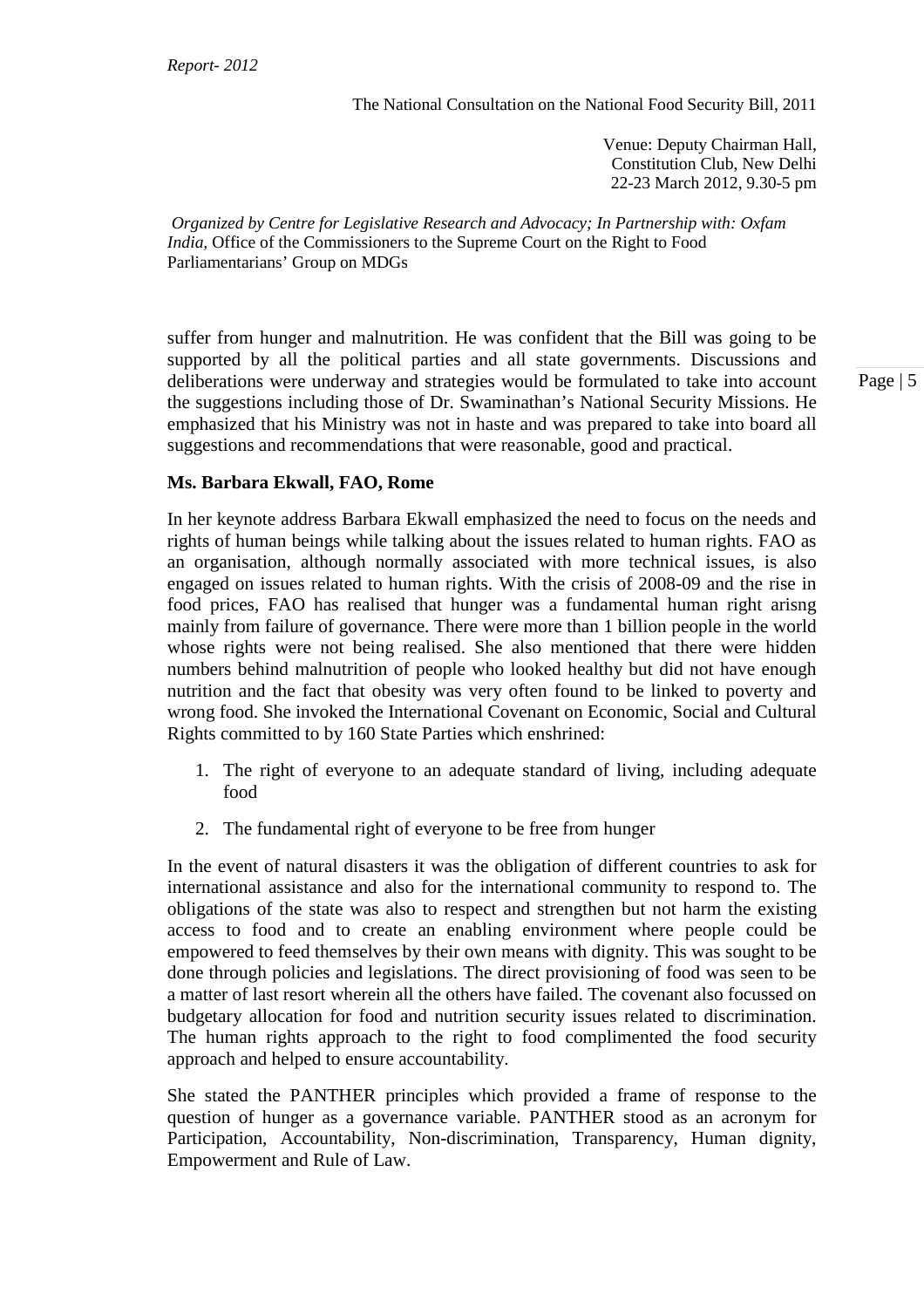suffer from hunger and malnutrition. He was confident that the Bill was going to be supported by all the political parties and all state governments. Discussions and deliberations were underway and strategies would be formulated to take into account the suggestions including those of Dr. Swaminathan's National Security Missions. He emphasized that his Ministry was not in haste and was prepared to take into board all suggestions and recommendations that were reasonable, good and practical.

**Ms. Barbara Ekwall, FAO, Rome**

In her keynote address Barbara Ekwall emphasized the need to focus on the needs and rights of human beings while talking about the issues related to human rights. FAO as an organisation, although normally associated with more technical issues, is also engaged on issues related to human rights. With the crisis of 2008-09 and the rise in food prices, FAO has realised that hunger was a fundamental human right arisng mainly from failure of governance. There were more than 1 billion people in the world whose rights were not being realised. She also mentioned that there were hidden numbers behind malnutrition of people who looked healthy but did not have enough nutrition and the fact that obesity was very often found to be linked to poverty and wrong food. She invoked the International Covenant on Economic, Social and Cultural Rights committed to by 160 State Parties which enshrined:

1. The right of everyone to an adequate standard of living, including adequate food
2. The fundamental right of everyone to be free from hunger

In the event of natural disasters it was the obligation of different countries to ask for international assistance and also for the international community to respond to. The obligations of the state was also to respect and strengthen but not harm the existing access to food and to create an enabling environment where people could be empowered to feed themselves by their own means with dignity. This was sought to be done through policies and legislations. The direct provisioning of food was seen to be a matter of last resort wherein all the others have failed. The covenant also focussed on budgetary allocation for food and nutrition security issues related to discrimination. The human rights approach to the right to food complimented the food security approach and helped to ensure accountability.

She stated the PANTHER principles which provided a frame of response to the question of hunger as a governance variable. PANTHER stood as an acronym for Participation, Accountability, Non-discrimination, Transparency, Human dignity, Empowerment and Rule of Law.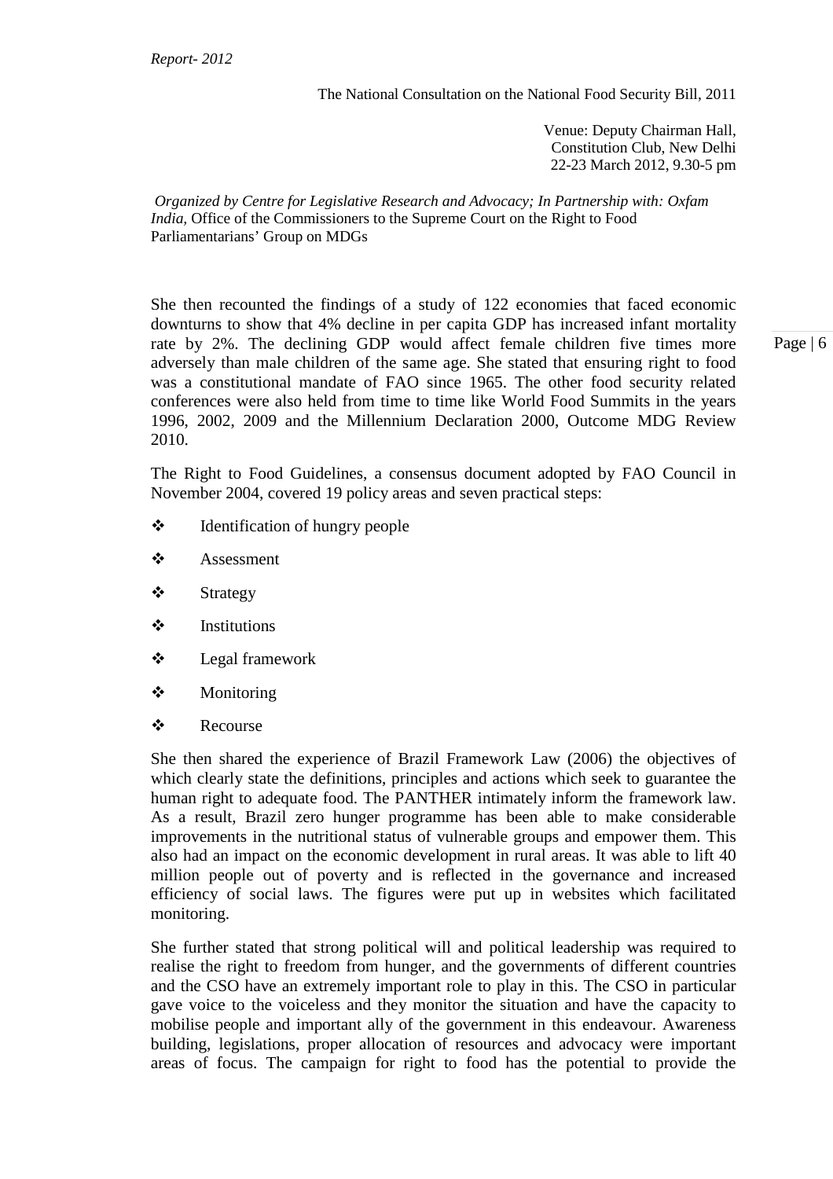She then recounted the findings of a study of 122 economies that faced economic downturns to show that 4% decline in per capita GDP has increased infant mortality rate by 2%. The declining GDP would affect female children five times more adversely than male children of the same age. She stated that ensuring right to food was a constitutional mandate of FAO since 1965. The other food security related conferences were also held from time to time like World Food Summits in the years 1996, 2002, 2009 and the Millennium Declaration 2000, Outcome MDG Review 2010.

The Right to Food Guidelines, a consensus document adopted by FAO Council in November 2004, covered 19 policy areas and seven practical steps:

- Identification of hungry people
- Assessment
- Strategy
- Institutions
- Legal framework
- Monitoring
- Recourse

She then shared the experience of Brazil Framework Law (2006) the objectives of which clearly state the definitions, principles and actions which seek to guarantee the human right to adequate food. The PANTHER intimately inform the framework law. As a result, Brazil zero hunger programme has been able to make considerable improvements in the nutritional status of vulnerable groups and empower them. This also had an impact on the economic development in rural areas. It was able to lift 40 million people out of poverty and is reflected in the governance and increased efficiency of social laws. The figures were put up in websites which facilitated monitoring.

She further stated that strong political will and political leadership was required to realise the right to freedom from hunger, and the governments of different countries and the CSO have an extremely important role to play in this. The CSO in particular gave voice to the voiceless and they monitor the situation and have the capacity to mobilise people and important ally of the government in this endeavour. Awareness building, legislations, proper allocation of resources and advocacy were important areas of focus. The campaign for right to food has the potential to provide the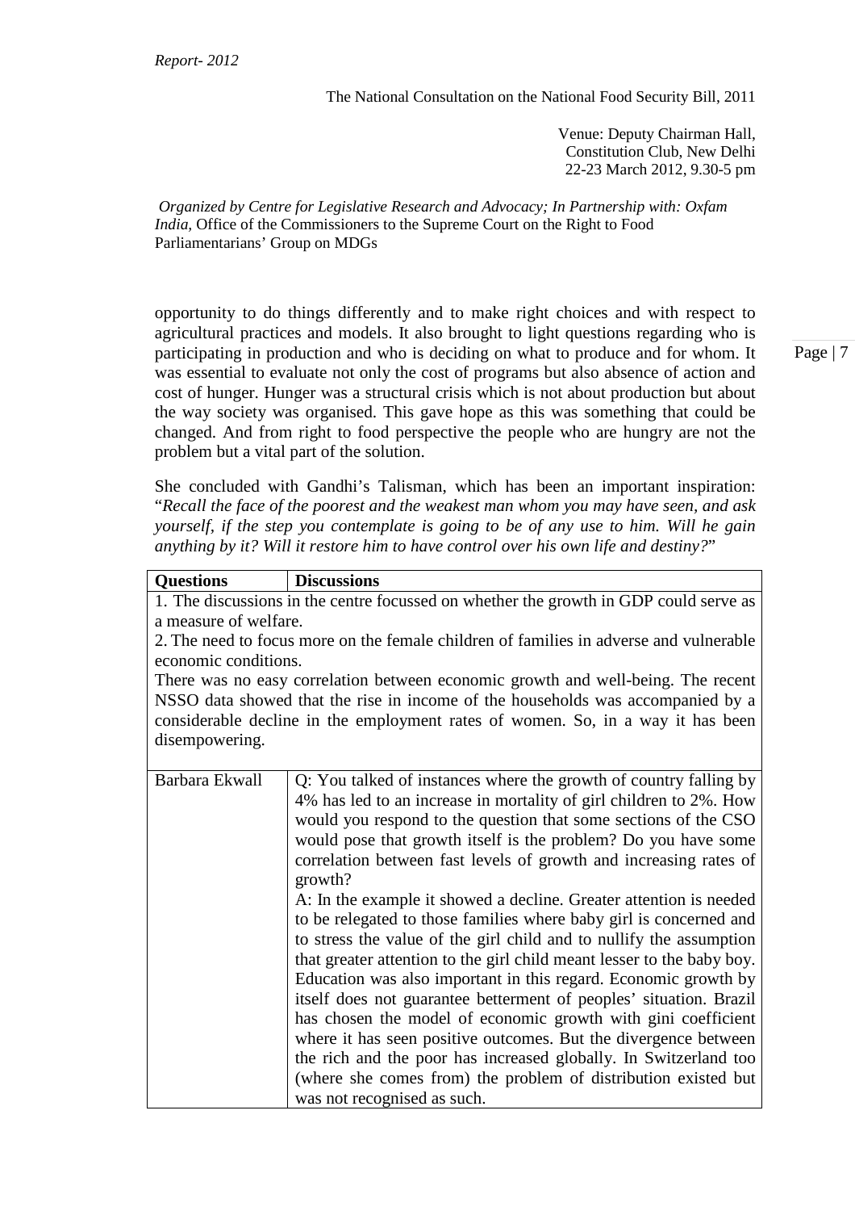opportunity to do things differently and to make right choices and with respect to agricultural practices and models. It also brought to light questions regarding who is participating in production and who is deciding on what to produce and for whom. It was essential to evaluate not only the cost of programs but also absence of action and cost of hunger. Hunger was a structural crisis which is not about production but about the way society was organised. This gave hope as this was something that could be changed. And from right to food perspective the people who are hungry are not the problem but a vital part of the solution.

She concluded with Gandhi's Talisman, which has been an important inspiration: "*Recall the face of the poorest and the weakest man whom you may have seen, and ask yourself, if the step you contemplate is going to be of any use to him. Will he gain anything by it? Will it restore him to have control over his own life and destiny?*"

| **Questions** | **Discussions** |
|---|---|
| 1. The discussions in the centre focussed on whether the growth in GDP could serve as a measure of welfare.<br>2. The need to focus more on the female children of families in adverse and vulnerable economic conditions.<br>There was no easy correlation between economic growth and well-being. The recent NSSO data showed that the rise in income of the households was accompanied by a considerable decline in the employment rates of women. So, in a way it has been disempowering. | |
| Barbara Ekwall | Q: You talked of instances where the growth of country falling by 4% has led to an increase in mortality of girl children to 2%. How would you respond to the question that some sections of the CSO would pose that growth itself is the problem? Do you have some correlation between fast levels of growth and increasing rates of growth?<br>A: In the example it showed a decline. Greater attention is needed to be relegated to those families where baby girl is concerned and to stress the value of the girl child and to nullify the assumption that greater attention to the girl child meant lesser to the baby boy. Education was also important in this regard. Economic growth by itself does not guarantee betterment of peoples' situation. Brazil has chosen the model of economic growth with gini coefficient where it has seen positive outcomes. But the divergence between the rich and the poor has increased globally. In Switzerland too (where she comes from) the problem of distribution existed but was not recognised as such. |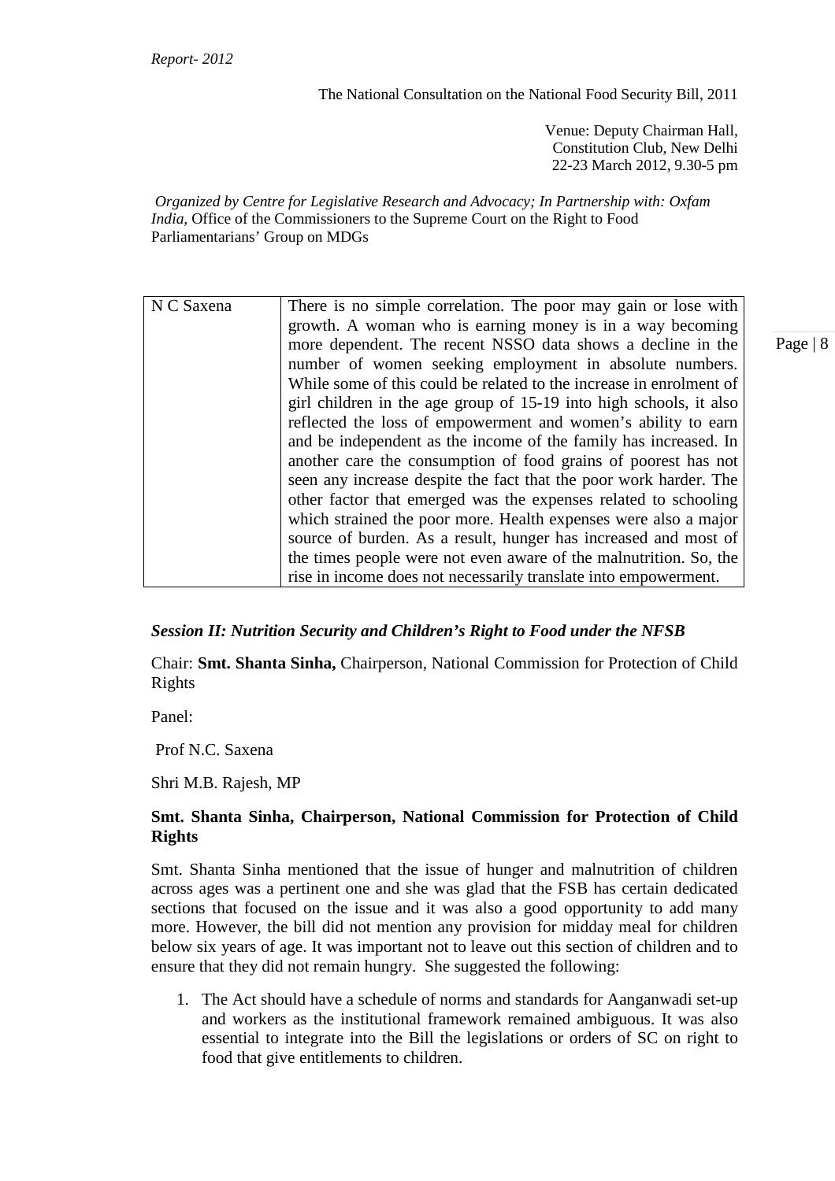| N C Saxena | There is no simple correlation. The poor may gain or lose with growth. A woman who is earning money is in a way becoming more dependent. The recent NSSO data shows a decline in the number of women seeking employment in absolute numbers. While some of this could be related to the increase in enrolment of girl children in the age group of 15-19 into high schools, it also reflected the loss of empowerment and women's ability to earn and be independent as the income of the family has increased. In another care the consumption of food grains of poorest has not seen any increase despite the fact that the poor work harder. The other factor that emerged was the expenses related to schooling which strained the poor more. Health expenses were also a major source of burden. As a result, hunger has increased and most of the times people were not even aware of the malnutrition. So, the rise in income does not necessarily translate into empowerment. |
|---|---|

### *Session II: Nutrition Security and Children's Right to Food under the NFSB*

Chair: **Smt. Shanta Sinha,** Chairperson, National Commission for Protection of Child Rights

Panel:

Prof N.C. Saxena

Shri M.B. Rajesh, MP

**Smt. Shanta Sinha, Chairperson, National Commission for Protection of Child Rights**

Smt. Shanta Sinha mentioned that the issue of hunger and malnutrition of children across ages was a pertinent one and she was glad that the FSB has certain dedicated sections that focused on the issue and it was also a good opportunity to add many more. However, the bill did not mention any provision for midday meal for children below six years of age. It was important not to leave out this section of children and to ensure that they did not remain hungry. She suggested the following:

1. The Act should have a schedule of norms and standards for Aanganwadi set-up and workers as the institutional framework remained ambiguous. It was also essential to integrate into the Bill the legislations or orders of SC on right to food that give entitlements to children.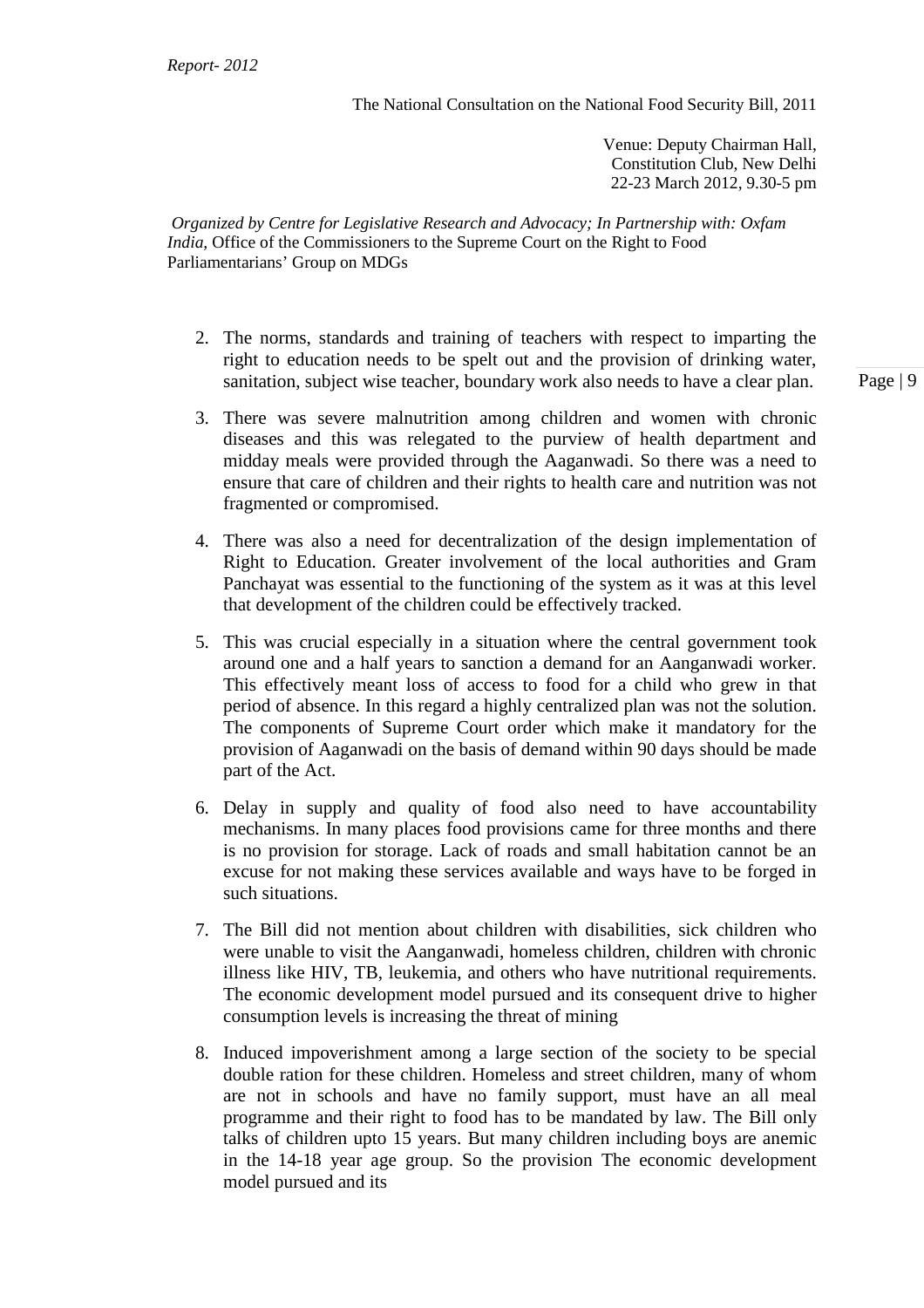2. The norms, standards and training of teachers with respect to imparting the right to education needs to be spelt out and the provision of drinking water, sanitation, subject wise teacher, boundary work also needs to have a clear plan.

3. There was severe malnutrition among children and women with chronic diseases and this was relegated to the purview of health department and midday meals were provided through the Aaganwadi. So there was a need to ensure that care of children and their rights to health care and nutrition was not fragmented or compromised.

4. There was also a need for decentralization of the design implementation of Right to Education. Greater involvement of the local authorities and Gram Panchayat was essential to the functioning of the system as it was at this level that development of the children could be effectively tracked.

5. This was crucial especially in a situation where the central government took around one and a half years to sanction a demand for an Aanganwadi worker. This effectively meant loss of access to food for a child who grew in that period of absence. In this regard a highly centralized plan was not the solution. The components of Supreme Court order which make it mandatory for the provision of Aaganwadi on the basis of demand within 90 days should be made part of the Act.

6. Delay in supply and quality of food also need to have accountability mechanisms. In many places food provisions came for three months and there is no provision for storage. Lack of roads and small habitation cannot be an excuse for not making these services available and ways have to be forged in such situations.

7. The Bill did not mention about children with disabilities, sick children who were unable to visit the Aanganwadi, homeless children, children with chronic illness like HIV, TB, leukemia, and others who have nutritional requirements. The economic development model pursued and its consequent drive to higher consumption levels is increasing the threat of mining

8. Induced impoverishment among a large section of the society to be special double ration for these children. Homeless and street children, many of whom are not in schools and have no family support, must have an all meal programme and their right to food has to be mandated by law. The Bill only talks of children upto 15 years. But many children including boys are anemic in the 14-18 year age group. So the provision The economic development model pursued and its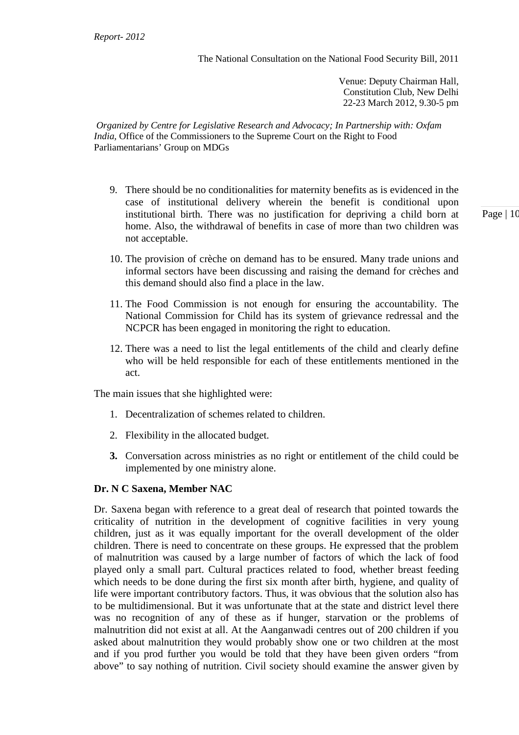9. There should be no conditionalities for maternity benefits as is evidenced in the case of institutional delivery wherein the benefit is conditional upon institutional birth. There was no justification for depriving a child born at home. Also, the withdrawal of benefits in case of more than two children was not acceptable.

10. The provision of crèche on demand has to be ensured. Many trade unions and informal sectors have been discussing and raising the demand for crèches and this demand should also find a place in the law.

11. The Food Commission is not enough for ensuring the accountability. The National Commission for Child has its system of grievance redressal and the NCPCR has been engaged in monitoring the right to education.

12. There was a need to list the legal entitlements of the child and clearly define who will be held responsible for each of these entitlements mentioned in the act.

The main issues that she highlighted were:

1. Decentralization of schemes related to children.

2. Flexibility in the allocated budget.

3. Conversation across ministries as no right or entitlement of the child could be implemented by one ministry alone.

**Dr. N C Saxena, Member NAC**

Dr. Saxena began with reference to a great deal of research that pointed towards the criticality of nutrition in the development of cognitive facilities in very young children, just as it was equally important for the overall development of the older children. There is need to concentrate on these groups. He expressed that the problem of malnutrition was caused by a large number of factors of which the lack of food played only a small part. Cultural practices related to food, whether breast feeding which needs to be done during the first six month after birth, hygiene, and quality of life were important contributory factors. Thus, it was obvious that the solution also has to be multidimensional. But it was unfortunate that at the state and district level there was no recognition of any of these as if hunger, starvation or the problems of malnutrition did not exist at all. At the Aanganwadi centres out of 200 children if you asked about malnutrition they would probably show one or two children at the most and if you prod further you would be told that they have been given orders "from above" to say nothing of nutrition. Civil society should examine the answer given by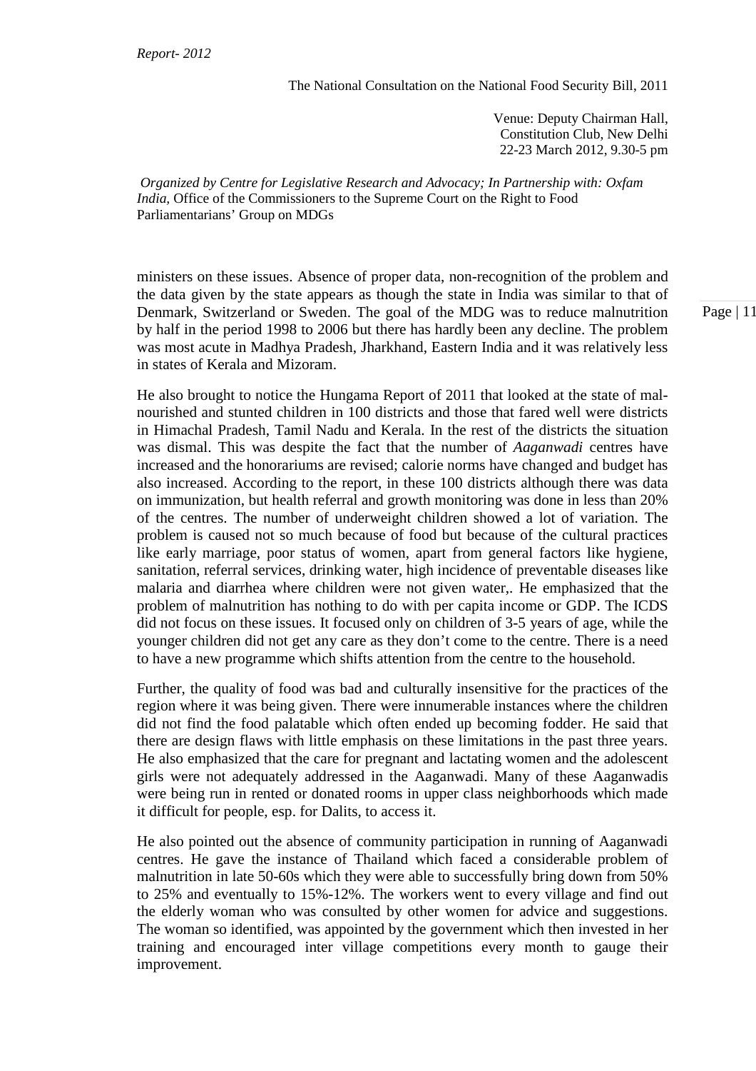ministers on these issues. Absence of proper data, non-recognition of the problem and the data given by the state appears as though the state in India was similar to that of Denmark, Switzerland or Sweden. The goal of the MDG was to reduce malnutrition by half in the period 1998 to 2006 but there has hardly been any decline. The problem was most acute in Madhya Pradesh, Jharkhand, Eastern India and it was relatively less in states of Kerala and Mizoram.

He also brought to notice the Hungama Report of 2011 that looked at the state of mal-nourished and stunted children in 100 districts and those that fared well were districts in Himachal Pradesh, Tamil Nadu and Kerala. In the rest of the districts the situation was dismal. This was despite the fact that the number of *Aaganwadi* centres have increased and the honorariums are revised; calorie norms have changed and budget has also increased. According to the report, in these 100 districts although there was data on immunization, but health referral and growth monitoring was done in less than 20% of the centres. The number of underweight children showed a lot of variation. The problem is caused not so much because of food but because of the cultural practices like early marriage, poor status of women, apart from general factors like hygiene, sanitation, referral services, drinking water, high incidence of preventable diseases like malaria and diarrhea where children were not given water,. He emphasized that the problem of malnutrition has nothing to do with per capita income or GDP. The ICDS did not focus on these issues. It focused only on children of 3-5 years of age, while the younger children did not get any care as they don't come to the centre. There is a need to have a new programme which shifts attention from the centre to the household.

Further, the quality of food was bad and culturally insensitive for the practices of the region where it was being given. There were innumerable instances where the children did not find the food palatable which often ended up becoming fodder. He said that there are design flaws with little emphasis on these limitations in the past three years. He also emphasized that the care for pregnant and lactating women and the adolescent girls were not adequately addressed in the Aaganwadi. Many of these Aaganwadis were being run in rented or donated rooms in upper class neighborhoods which made it difficult for people, esp. for Dalits, to access it.

He also pointed out the absence of community participation in running of Aaganwadi centres. He gave the instance of Thailand which faced a considerable problem of malnutrition in late 50-60s which they were able to successfully bring down from 50% to 25% and eventually to 15%-12%. The workers went to every village and find out the elderly woman who was consulted by other women for advice and suggestions. The woman so identified, was appointed by the government which then invested in her training and encouraged inter village competitions every month to gauge their improvement.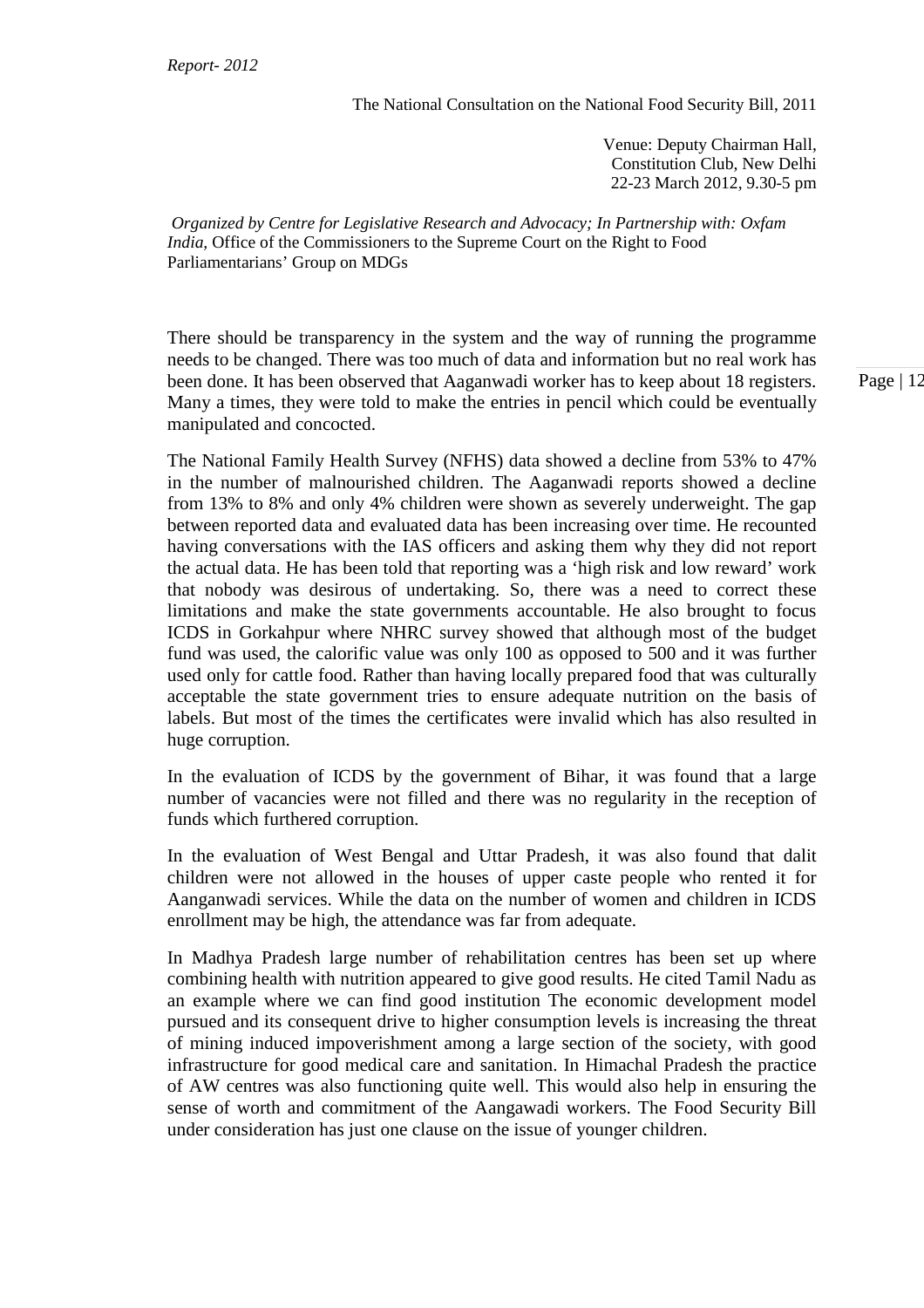There should be transparency in the system and the way of running the programme needs to be changed. There was too much of data and information but no real work has been done. It has been observed that Aaganwadi worker has to keep about 18 registers. Many a times, they were told to make the entries in pencil which could be eventually manipulated and concocted.

The National Family Health Survey (NFHS) data showed a decline from 53% to 47% in the number of malnourished children. The Aaganwadi reports showed a decline from 13% to 8% and only 4% children were shown as severely underweight. The gap between reported data and evaluated data has been increasing over time. He recounted having conversations with the IAS officers and asking them why they did not report the actual data. He has been told that reporting was a 'high risk and low reward' work that nobody was desirous of undertaking. So, there was a need to correct these limitations and make the state governments accountable. He also brought to focus ICDS in Gorkahpur where NHRC survey showed that although most of the budget fund was used, the calorific value was only 100 as opposed to 500 and it was further used only for cattle food. Rather than having locally prepared food that was culturally acceptable the state government tries to ensure adequate nutrition on the basis of labels. But most of the times the certificates were invalid which has also resulted in huge corruption.

In the evaluation of ICDS by the government of Bihar, it was found that a large number of vacancies were not filled and there was no regularity in the reception of funds which furthered corruption.

In the evaluation of West Bengal and Uttar Pradesh, it was also found that dalit children were not allowed in the houses of upper caste people who rented it for Aanganwadi services. While the data on the number of women and children in ICDS enrollment may be high, the attendance was far from adequate.

In Madhya Pradesh large number of rehabilitation centres has been set up where combining health with nutrition appeared to give good results. He cited Tamil Nadu as an example where we can find good institution The economic development model pursued and its consequent drive to higher consumption levels is increasing the threat of mining induced impoverishment among a large section of the society, with good infrastructure for good medical care and sanitation. In Himachal Pradesh the practice of AW centres was also functioning quite well. This would also help in ensuring the sense of worth and commitment of the Aangawadi workers. The Food Security Bill under consideration has just one clause on the issue of younger children.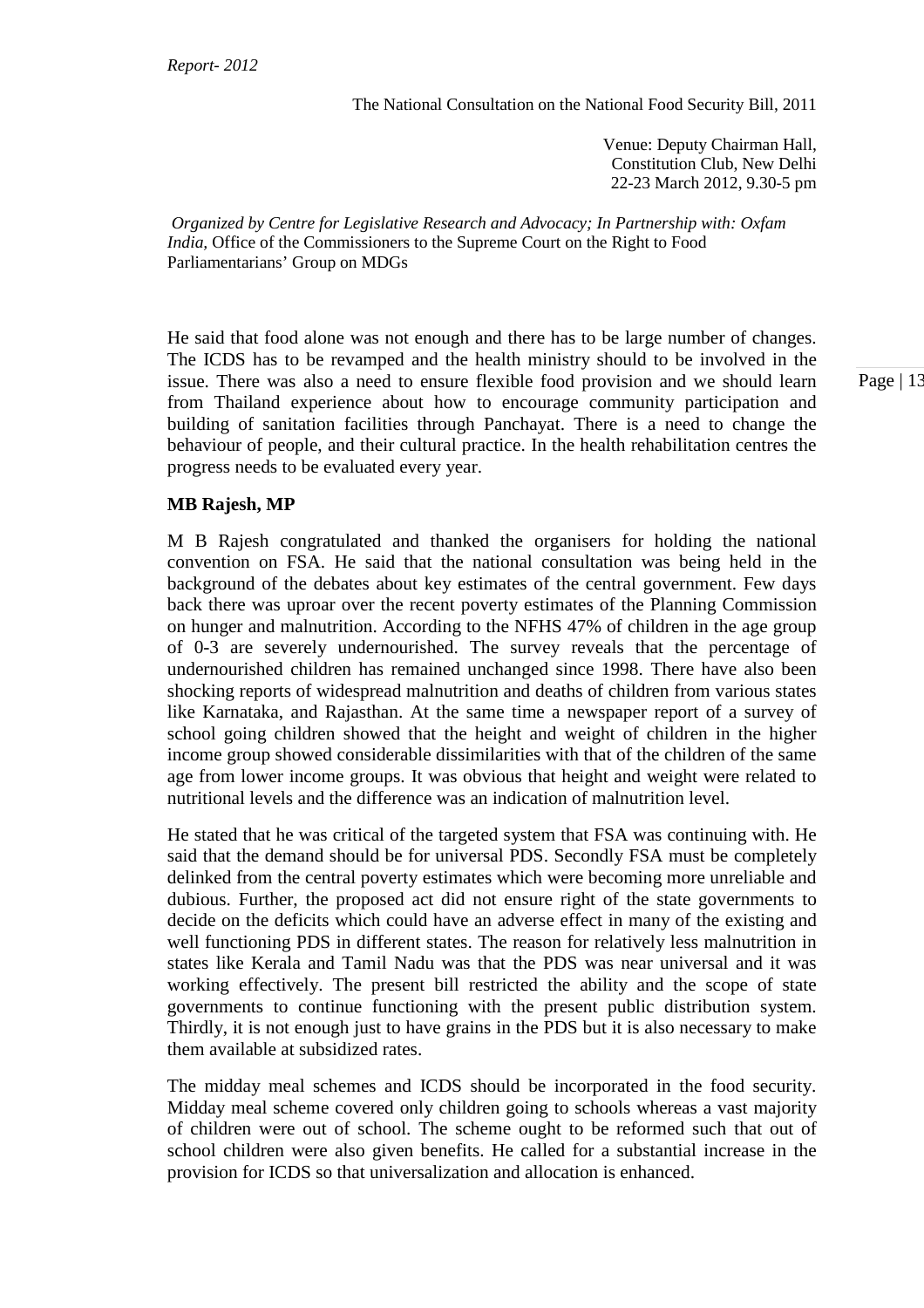He said that food alone was not enough and there has to be large number of changes. The ICDS has to be revamped and the health ministry should to be involved in the issue. There was also a need to ensure flexible food provision and we should learn from Thailand experience about how to encourage community participation and building of sanitation facilities through Panchayat. There is a need to change the behaviour of people, and their cultural practice. In the health rehabilitation centres the progress needs to be evaluated every year.

**MB Rajesh, MP**

M B Rajesh congratulated and thanked the organisers for holding the national convention on FSA. He said that the national consultation was being held in the background of the debates about key estimates of the central government. Few days back there was uproar over the recent poverty estimates of the Planning Commission on hunger and malnutrition. According to the NFHS 47% of children in the age group of 0-3 are severely undernourished. The survey reveals that the percentage of undernourished children has remained unchanged since 1998. There have also been shocking reports of widespread malnutrition and deaths of children from various states like Karnataka, and Rajasthan. At the same time a newspaper report of a survey of school going children showed that the height and weight of children in the higher income group showed considerable dissimilarities with that of the children of the same age from lower income groups. It was obvious that height and weight were related to nutritional levels and the difference was an indication of malnutrition level.

He stated that he was critical of the targeted system that FSA was continuing with. He said that the demand should be for universal PDS. Secondly FSA must be completely delinked from the central poverty estimates which were becoming more unreliable and dubious. Further, the proposed act did not ensure right of the state governments to decide on the deficits which could have an adverse effect in many of the existing and well functioning PDS in different states. The reason for relatively less malnutrition in states like Kerala and Tamil Nadu was that the PDS was near universal and it was working effectively. The present bill restricted the ability and the scope of state governments to continue functioning with the present public distribution system. Thirdly, it is not enough just to have grains in the PDS but it is also necessary to make them available at subsidized rates.

The midday meal schemes and ICDS should be incorporated in the food security. Midday meal scheme covered only children going to schools whereas a vast majority of children were out of school. The scheme ought to be reformed such that out of school children were also given benefits. He called for a substantial increase in the provision for ICDS so that universalization and allocation is enhanced.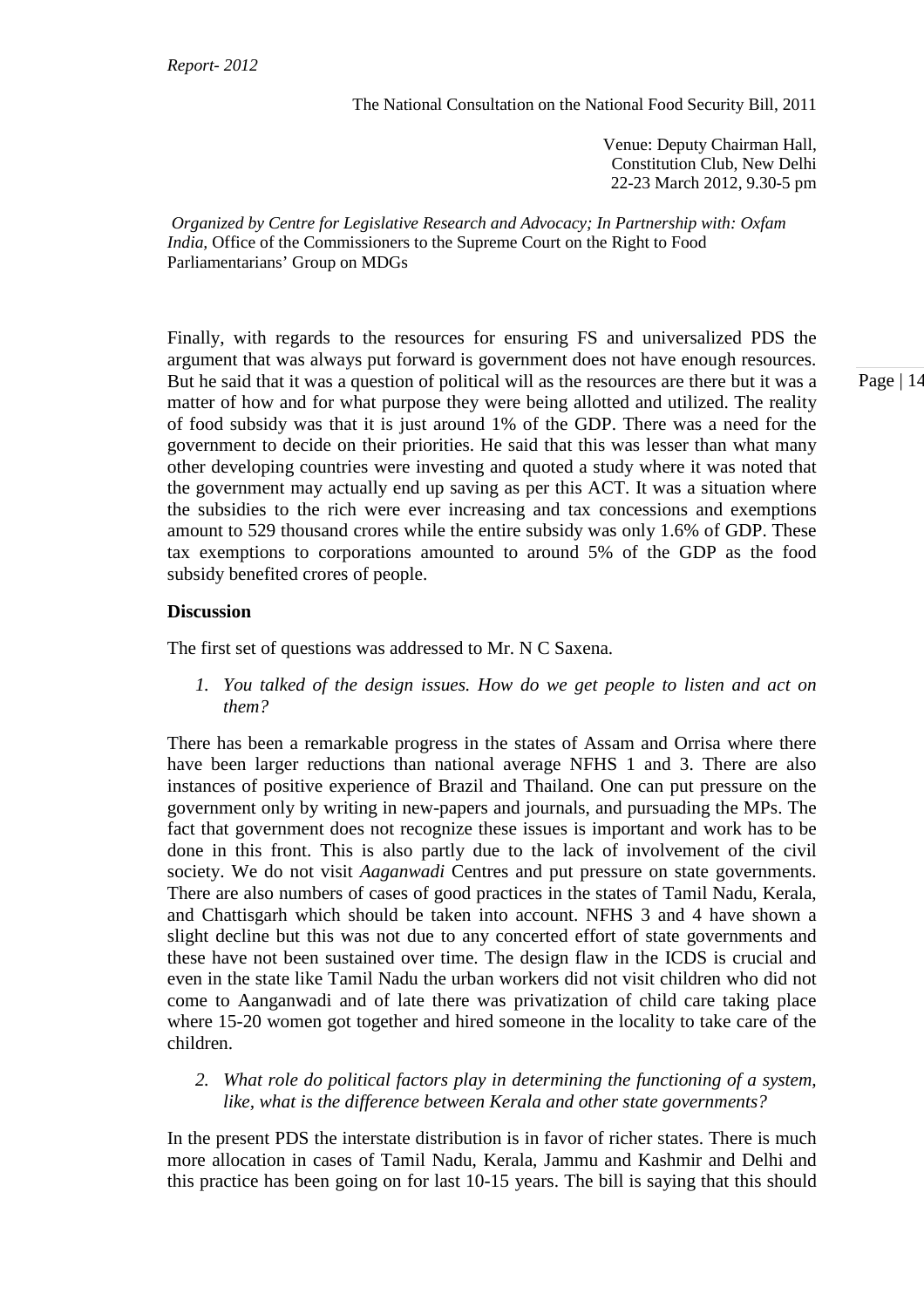Finally, with regards to the resources for ensuring FS and universalized PDS the argument that was always put forward is government does not have enough resources. But he said that it was a question of political will as the resources are there but it was a matter of how and for what purpose they were being allotted and utilized. The reality of food subsidy was that it is just around 1% of the GDP. There was a need for the government to decide on their priorities. He said that this was lesser than what many other developing countries were investing and quoted a study where it was noted that the government may actually end up saving as per this ACT. It was a situation where the subsidies to the rich were ever increasing and tax concessions and exemptions amount to 529 thousand crores while the entire subsidy was only 1.6% of GDP. These tax exemptions to corporations amounted to around 5% of the GDP as the food subsidy benefited crores of people.

**Discussion**

The first set of questions was addressed to Mr. N C Saxena.

1. *You talked of the design issues. How do we get people to listen and act on them?*

There has been a remarkable progress in the states of Assam and Orrisa where there have been larger reductions than national average NFHS 1 and 3. There are also instances of positive experience of Brazil and Thailand. One can put pressure on the government only by writing in new-papers and journals, and pursuading the MPs. The fact that government does not recognize these issues is important and work has to be done in this front. This is also partly due to the lack of involvement of the civil society. We do not visit *Aaganwadi* Centres and put pressure on state governments. There are also numbers of cases of good practices in the states of Tamil Nadu, Kerala, and Chattisgarh which should be taken into account. NFHS 3 and 4 have shown a slight decline but this was not due to any concerted effort of state governments and these have not been sustained over time. The design flaw in the ICDS is crucial and even in the state like Tamil Nadu the urban workers did not visit children who did not come to Aanganwadi and of late there was privatization of child care taking place where 15-20 women got together and hired someone in the locality to take care of the children.

2. *What role do political factors play in determining the functioning of a system, like, what is the difference between Kerala and other state governments?*

In the present PDS the interstate distribution is in favor of richer states. There is much more allocation in cases of Tamil Nadu, Kerala, Jammu and Kashmir and Delhi and this practice has been going on for last 10-15 years. The bill is saying that this should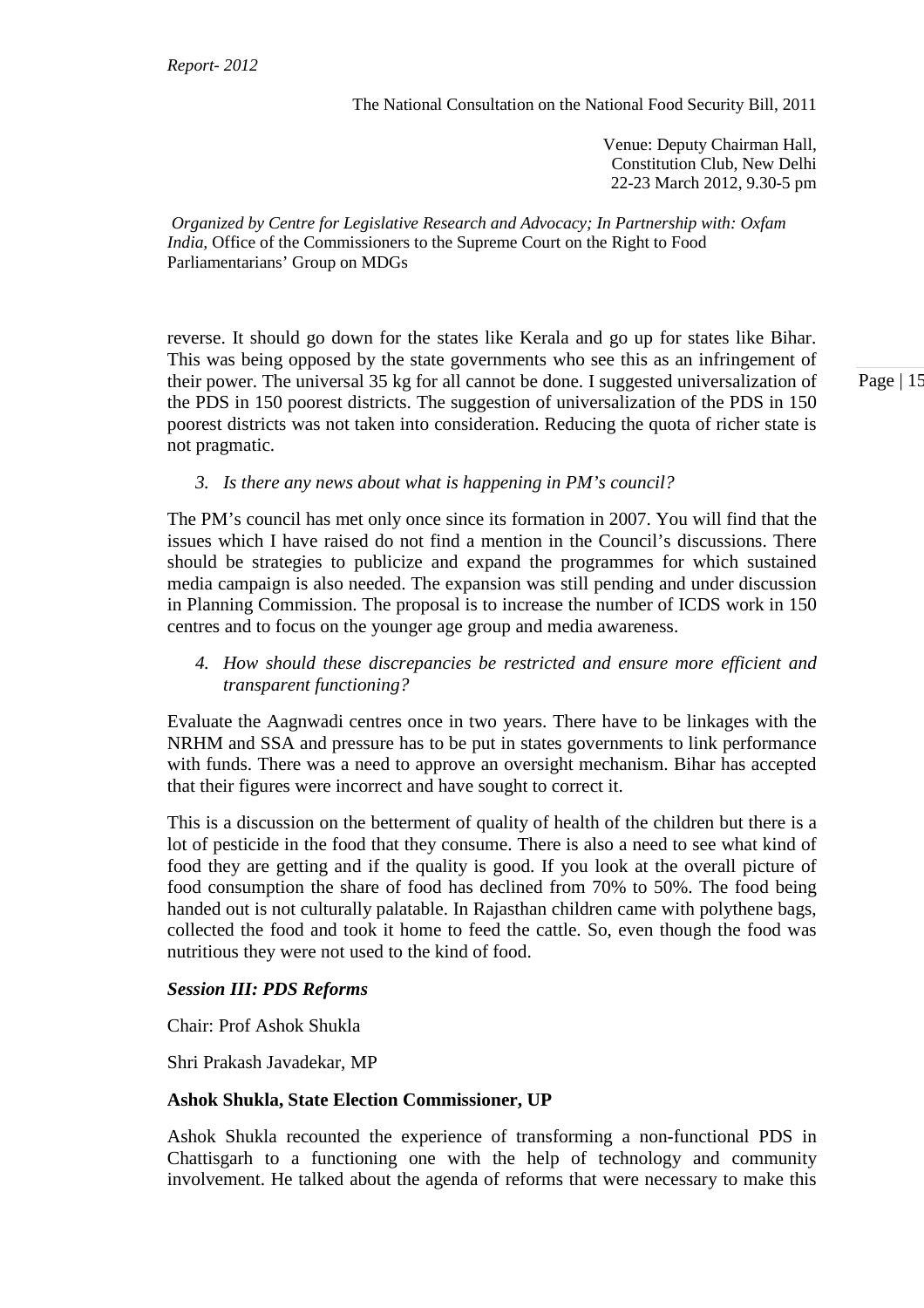reverse. It should go down for the states like Kerala and go up for states like Bihar. This was being opposed by the state governments who see this as an infringement of their power. The universal 35 kg for all cannot be done. I suggested universalization of the PDS in 150 poorest districts. The suggestion of universalization of the PDS in 150 poorest districts was not taken into consideration. Reducing the quota of richer state is not pragmatic.

3. *Is there any news about what is happening in PM's council?*

The PM's council has met only once since its formation in 2007. You will find that the issues which I have raised do not find a mention in the Council's discussions. There should be strategies to publicize and expand the programmes for which sustained media campaign is also needed. The expansion was still pending and under discussion in Planning Commission. The proposal is to increase the number of ICDS work in 150 centres and to focus on the younger age group and media awareness.

4. *How should these discrepancies be restricted and ensure more efficient and transparent functioning?*

Evaluate the Aagnwadi centres once in two years. There have to be linkages with the NRHM and SSA and pressure has to be put in states governments to link performance with funds. There was a need to approve an oversight mechanism. Bihar has accepted that their figures were incorrect and have sought to correct it.

This is a discussion on the betterment of quality of health of the children but there is a lot of pesticide in the food that they consume. There is also a need to see what kind of food they are getting and if the quality is good. If you look at the overall picture of food consumption the share of food has declined from 70% to 50%. The food being handed out is not culturally palatable. In Rajasthan children came with polythene bags, collected the food and took it home to feed the cattle. So, even though the food was nutritious they were not used to the kind of food.

***Session III: PDS Reforms***

Chair: Prof Ashok Shukla

Shri Prakash Javadekar, MP

**Ashok Shukla, State Election Commissioner, UP**

Ashok Shukla recounted the experience of transforming a non-functional PDS in Chattisgarh to a functioning one with the help of technology and community involvement. He talked about the agenda of reforms that were necessary to make this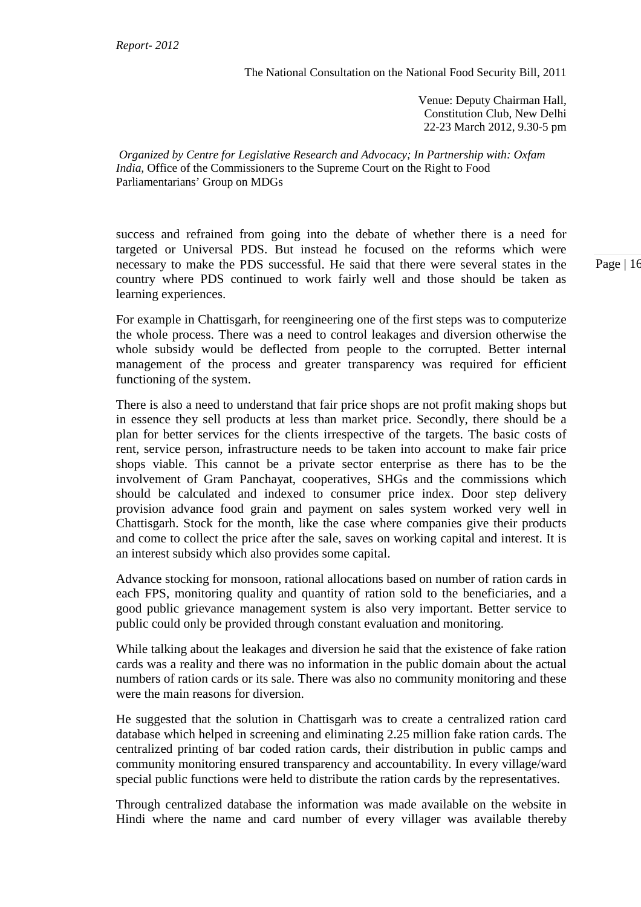success and refrained from going into the debate of whether there is a need for targeted or Universal PDS. But instead he focused on the reforms which were necessary to make the PDS successful. He said that there were several states in the country where PDS continued to work fairly well and those should be taken as learning experiences.

For example in Chattisgarh, for reengineering one of the first steps was to computerize the whole process. There was a need to control leakages and diversion otherwise the whole subsidy would be deflected from people to the corrupted. Better internal management of the process and greater transparency was required for efficient functioning of the system.

There is also a need to understand that fair price shops are not profit making shops but in essence they sell products at less than market price. Secondly, there should be a plan for better services for the clients irrespective of the targets. The basic costs of rent, service person, infrastructure needs to be taken into account to make fair price shops viable. This cannot be a private sector enterprise as there has to be the involvement of Gram Panchayat, cooperatives, SHGs and the commissions which should be calculated and indexed to consumer price index. Door step delivery provision advance food grain and payment on sales system worked very well in Chattisgarh. Stock for the month, like the case where companies give their products and come to collect the price after the sale, saves on working capital and interest. It is an interest subsidy which also provides some capital.

Advance stocking for monsoon, rational allocations based on number of ration cards in each FPS, monitoring quality and quantity of ration sold to the beneficiaries, and a good public grievance management system is also very important. Better service to public could only be provided through constant evaluation and monitoring.

While talking about the leakages and diversion he said that the existence of fake ration cards was a reality and there was no information in the public domain about the actual numbers of ration cards or its sale. There was also no community monitoring and these were the main reasons for diversion.

He suggested that the solution in Chattisgarh was to create a centralized ration card database which helped in screening and eliminating 2.25 million fake ration cards. The centralized printing of bar coded ration cards, their distribution in public camps and community monitoring ensured transparency and accountability. In every village/ward special public functions were held to distribute the ration cards by the representatives.

Through centralized database the information was made available on the website in Hindi where the name and card number of every villager was available thereby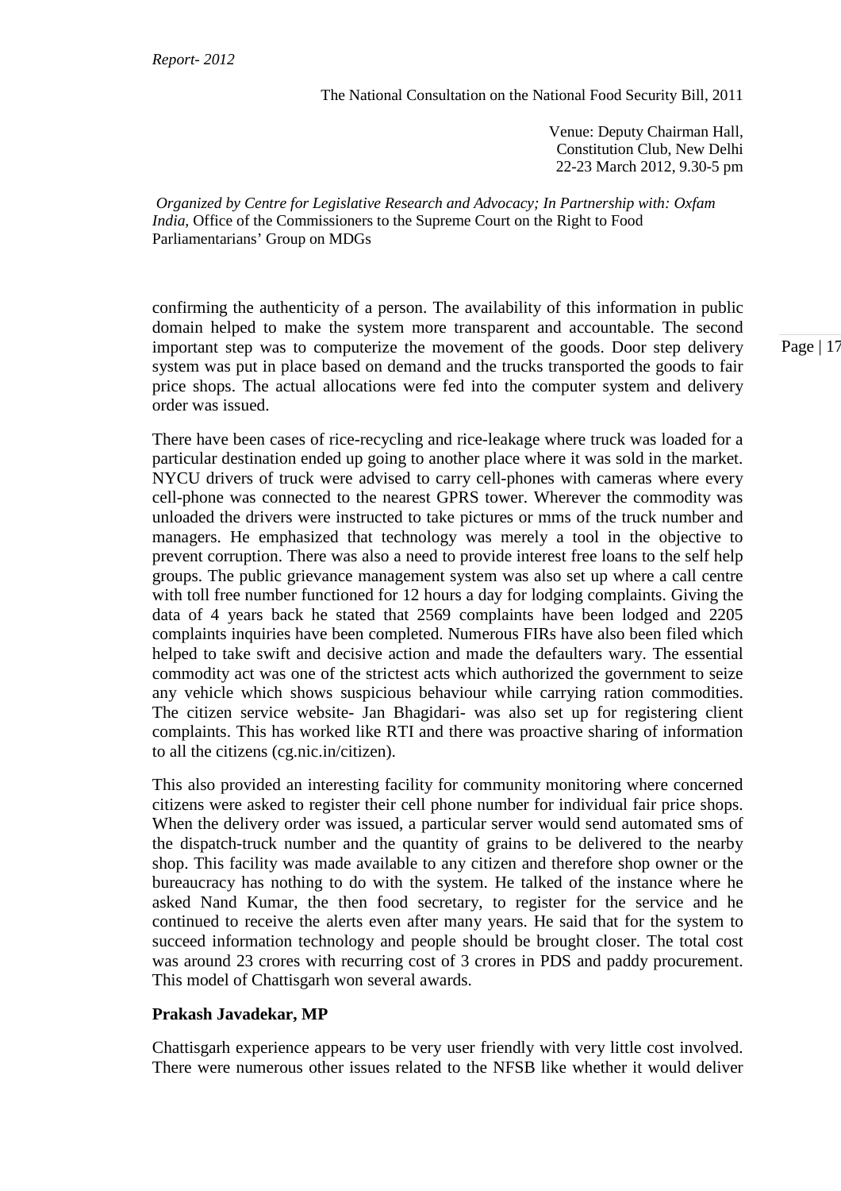confirming the authenticity of a person. The availability of this information in public domain helped to make the system more transparent and accountable. The second important step was to computerize the movement of the goods. Door step delivery system was put in place based on demand and the trucks transported the goods to fair price shops. The actual allocations were fed into the computer system and delivery order was issued.

There have been cases of rice-recycling and rice-leakage where truck was loaded for a particular destination ended up going to another place where it was sold in the market. NYCU drivers of truck were advised to carry cell-phones with cameras where every cell-phone was connected to the nearest GPRS tower. Wherever the commodity was unloaded the drivers were instructed to take pictures or mms of the truck number and managers. He emphasized that technology was merely a tool in the objective to prevent corruption. There was also a need to provide interest free loans to the self help groups. The public grievance management system was also set up where a call centre with toll free number functioned for 12 hours a day for lodging complaints. Giving the data of 4 years back he stated that 2569 complaints have been lodged and 2205 complaints inquiries have been completed. Numerous FIRs have also been filed which helped to take swift and decisive action and made the defaulters wary. The essential commodity act was one of the strictest acts which authorized the government to seize any vehicle which shows suspicious behaviour while carrying ration commodities. The citizen service website- Jan Bhagidari- was also set up for registering client complaints. This has worked like RTI and there was proactive sharing of information to all the citizens (cg.nic.in/citizen).

This also provided an interesting facility for community monitoring where concerned citizens were asked to register their cell phone number for individual fair price shops. When the delivery order was issued, a particular server would send automated sms of the dispatch-truck number and the quantity of grains to be delivered to the nearby shop. This facility was made available to any citizen and therefore shop owner or the bureaucracy has nothing to do with the system. He talked of the instance where he asked Nand Kumar, the then food secretary, to register for the service and he continued to receive the alerts even after many years. He said that for the system to succeed information technology and people should be brought closer. The total cost was around 23 crores with recurring cost of 3 crores in PDS and paddy procurement. This model of Chattisgarh won several awards.

**Prakash Javadekar, MP**

Chattisgarh experience appears to be very user friendly with very little cost involved. There were numerous other issues related to the NFSB like whether it would deliver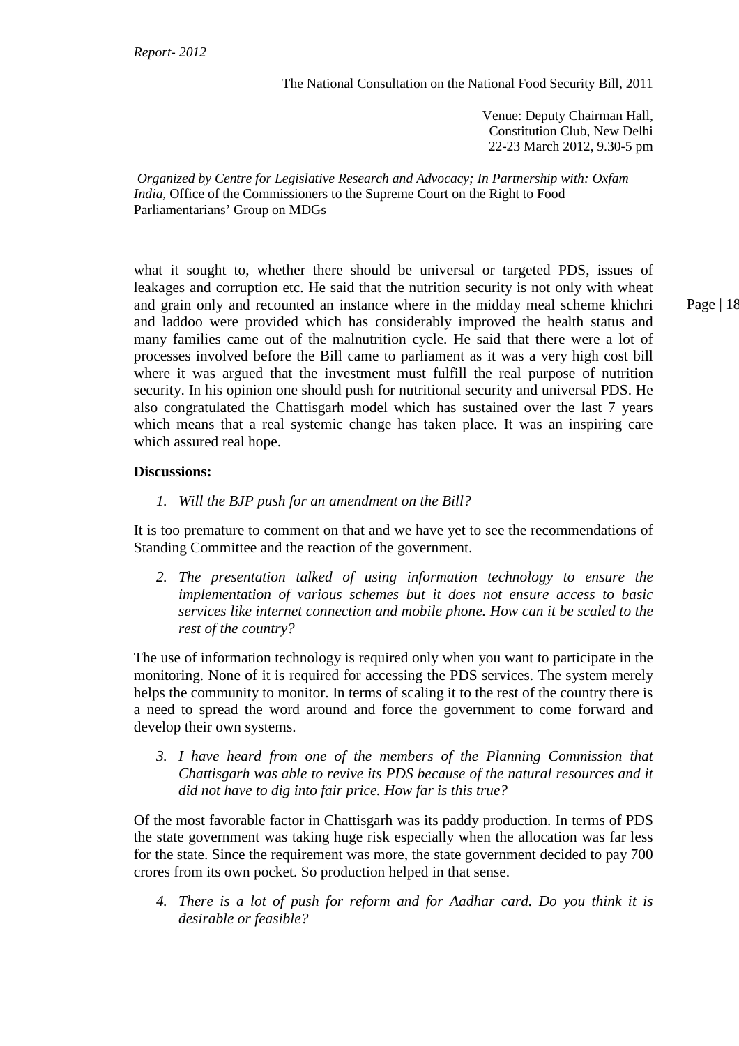what it sought to, whether there should be universal or targeted PDS, issues of leakages and corruption etc. He said that the nutrition security is not only with wheat and grain only and recounted an instance where in the midday meal scheme khichri and laddoo were provided which has considerably improved the health status and many families came out of the malnutrition cycle. He said that there were a lot of processes involved before the Bill came to parliament as it was a very high cost bill where it was argued that the investment must fulfill the real purpose of nutrition security. In his opinion one should push for nutritional security and universal PDS. He also congratulated the Chattisgarh model which has sustained over the last 7 years which means that a real systemic change has taken place. It was an inspiring care which assured real hope.

**Discussions:**

1. *Will the BJP push for an amendment on the Bill?*

It is too premature to comment on that and we have yet to see the recommendations of Standing Committee and the reaction of the government.

2. *The presentation talked of using information technology to ensure the implementation of various schemes but it does not ensure access to basic services like internet connection and mobile phone. How can it be scaled to the rest of the country?*

The use of information technology is required only when you want to participate in the monitoring. None of it is required for accessing the PDS services. The system merely helps the community to monitor. In terms of scaling it to the rest of the country there is a need to spread the word around and force the government to come forward and develop their own systems.

3. *I have heard from one of the members of the Planning Commission that Chattisgarh was able to revive its PDS because of the natural resources and it did not have to dig into fair price. How far is this true?*

Of the most favorable factor in Chattisgarh was its paddy production. In terms of PDS the state government was taking huge risk especially when the allocation was far less for the state. Since the requirement was more, the state government decided to pay 700 crores from its own pocket. So production helped in that sense.

4. *There is a lot of push for reform and for Aadhar card. Do you think it is desirable or feasible?*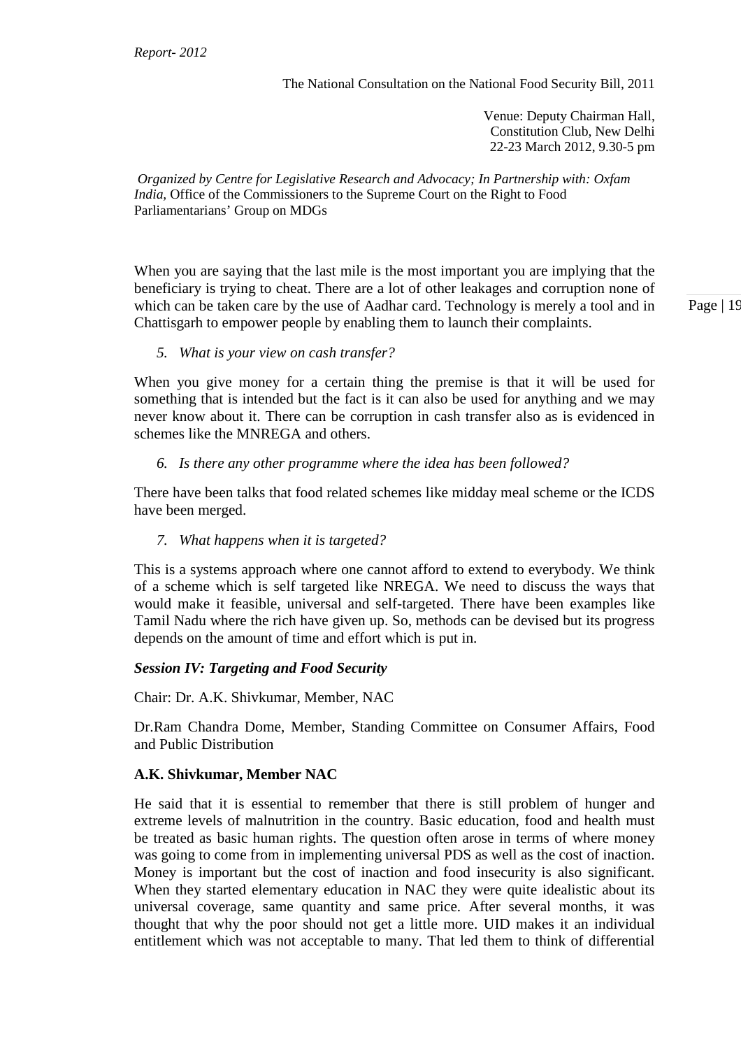When you are saying that the last mile is the most important you are implying that the beneficiary is trying to cheat. There are a lot of other leakages and corruption none of which can be taken care by the use of Aadhar card. Technology is merely a tool and in Chattisgarh to empower people by enabling them to launch their complaints.

5. *What is your view on cash transfer?*

When you give money for a certain thing the premise is that it will be used for something that is intended but the fact is it can also be used for anything and we may never know about it. There can be corruption in cash transfer also as is evidenced in schemes like the MNREGA and others.

6. *Is there any other programme where the idea has been followed?*

There have been talks that food related schemes like midday meal scheme or the ICDS have been merged.

7. *What happens when it is targeted?*

This is a systems approach where one cannot afford to extend to everybody. We think of a scheme which is self targeted like NREGA. We need to discuss the ways that would make it feasible, universal and self-targeted. There have been examples like Tamil Nadu where the rich have given up. So, methods can be devised but its progress depends on the amount of time and effort which is put in.

***Session IV: Targeting and Food Security***

Chair: Dr. A.K. Shivkumar, Member, NAC

Dr.Ram Chandra Dome, Member, Standing Committee on Consumer Affairs, Food and Public Distribution

**A.K. Shivkumar, Member NAC**

He said that it is essential to remember that there is still problem of hunger and extreme levels of malnutrition in the country. Basic education, food and health must be treated as basic human rights. The question often arose in terms of where money was going to come from in implementing universal PDS as well as the cost of inaction. Money is important but the cost of inaction and food insecurity is also significant. When they started elementary education in NAC they were quite idealistic about its universal coverage, same quantity and same price. After several months, it was thought that why the poor should not get a little more. UID makes it an individual entitlement which was not acceptable to many. That led them to think of differential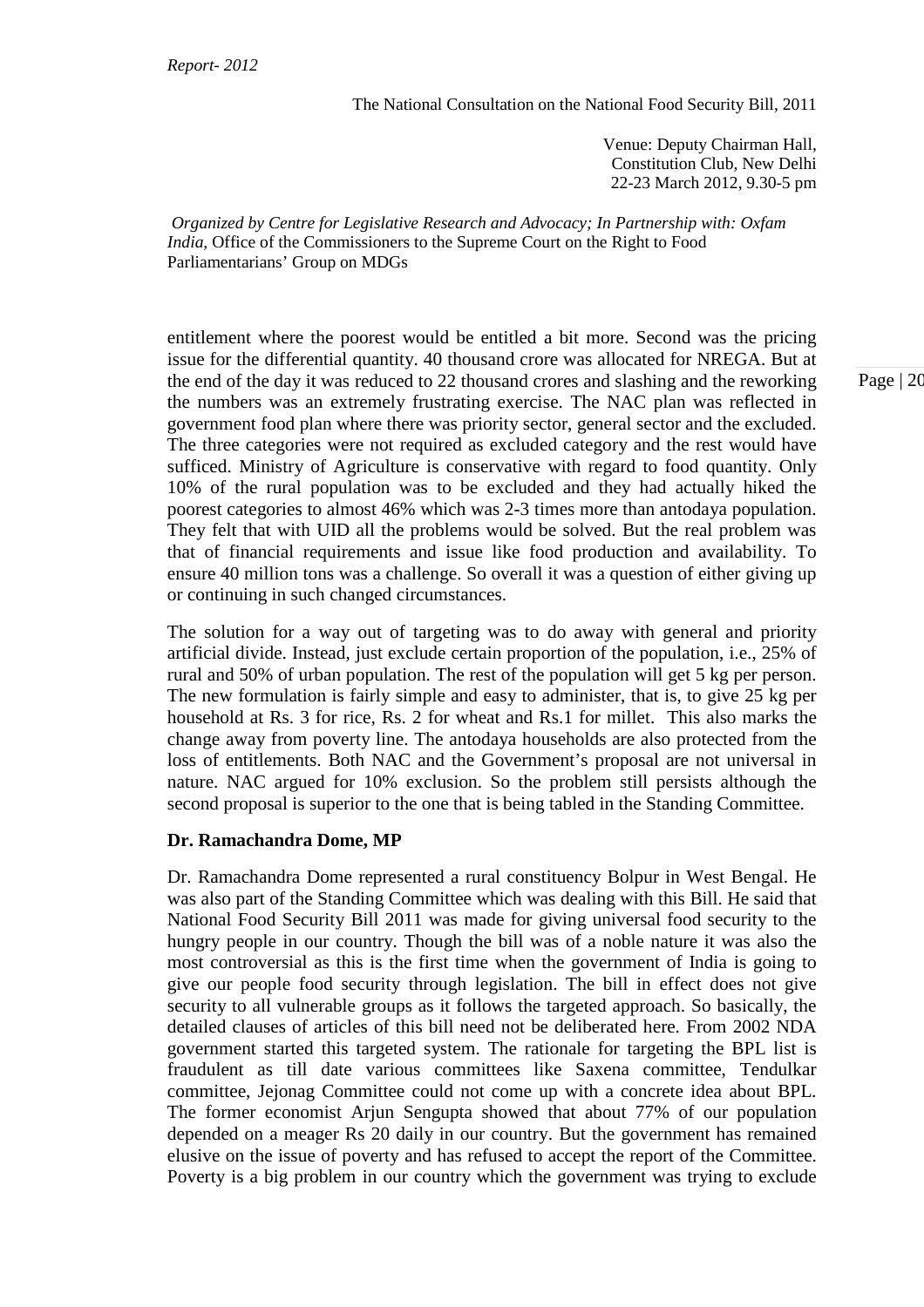entitlement where the poorest would be entitled a bit more. Second was the pricing issue for the differential quantity. 40 thousand crore was allocated for NREGA. But at the end of the day it was reduced to 22 thousand crores and slashing and the reworking the numbers was an extremely frustrating exercise. The NAC plan was reflected in government food plan where there was priority sector, general sector and the excluded. The three categories were not required as excluded category and the rest would have sufficed. Ministry of Agriculture is conservative with regard to food quantity. Only 10% of the rural population was to be excluded and they had actually hiked the poorest categories to almost 46% which was 2-3 times more than antodaya population. They felt that with UID all the problems would be solved. But the real problem was that of financial requirements and issue like food production and availability. To ensure 40 million tons was a challenge. So overall it was a question of either giving up or continuing in such changed circumstances.

The solution for a way out of targeting was to do away with general and priority artificial divide. Instead, just exclude certain proportion of the population, i.e., 25% of rural and 50% of urban population. The rest of the population will get 5 kg per person. The new formulation is fairly simple and easy to administer, that is, to give 25 kg per household at Rs. 3 for rice, Rs. 2 for wheat and Rs.1 for millet. This also marks the change away from poverty line. The antodaya households are also protected from the loss of entitlements. Both NAC and the Government's proposal are not universal in nature. NAC argued for 10% exclusion. So the problem still persists although the second proposal is superior to the one that is being tabled in the Standing Committee.

**Dr. Ramachandra Dome, MP**

Dr. Ramachandra Dome represented a rural constituency Bolpur in West Bengal. He was also part of the Standing Committee which was dealing with this Bill. He said that National Food Security Bill 2011 was made for giving universal food security to the hungry people in our country. Though the bill was of a noble nature it was also the most controversial as this is the first time when the government of India is going to give our people food security through legislation. The bill in effect does not give security to all vulnerable groups as it follows the targeted approach. So basically, the detailed clauses of articles of this bill need not be deliberated here. From 2002 NDA government started this targeted system. The rationale for targeting the BPL list is fraudulent as till date various committees like Saxena committee, Tendulkar committee, Jejonag Committee could not come up with a concrete idea about BPL. The former economist Arjun Sengupta showed that about 77% of our population depended on a meager Rs 20 daily in our country. But the government has remained elusive on the issue of poverty and has refused to accept the report of the Committee. Poverty is a big problem in our country which the government was trying to exclude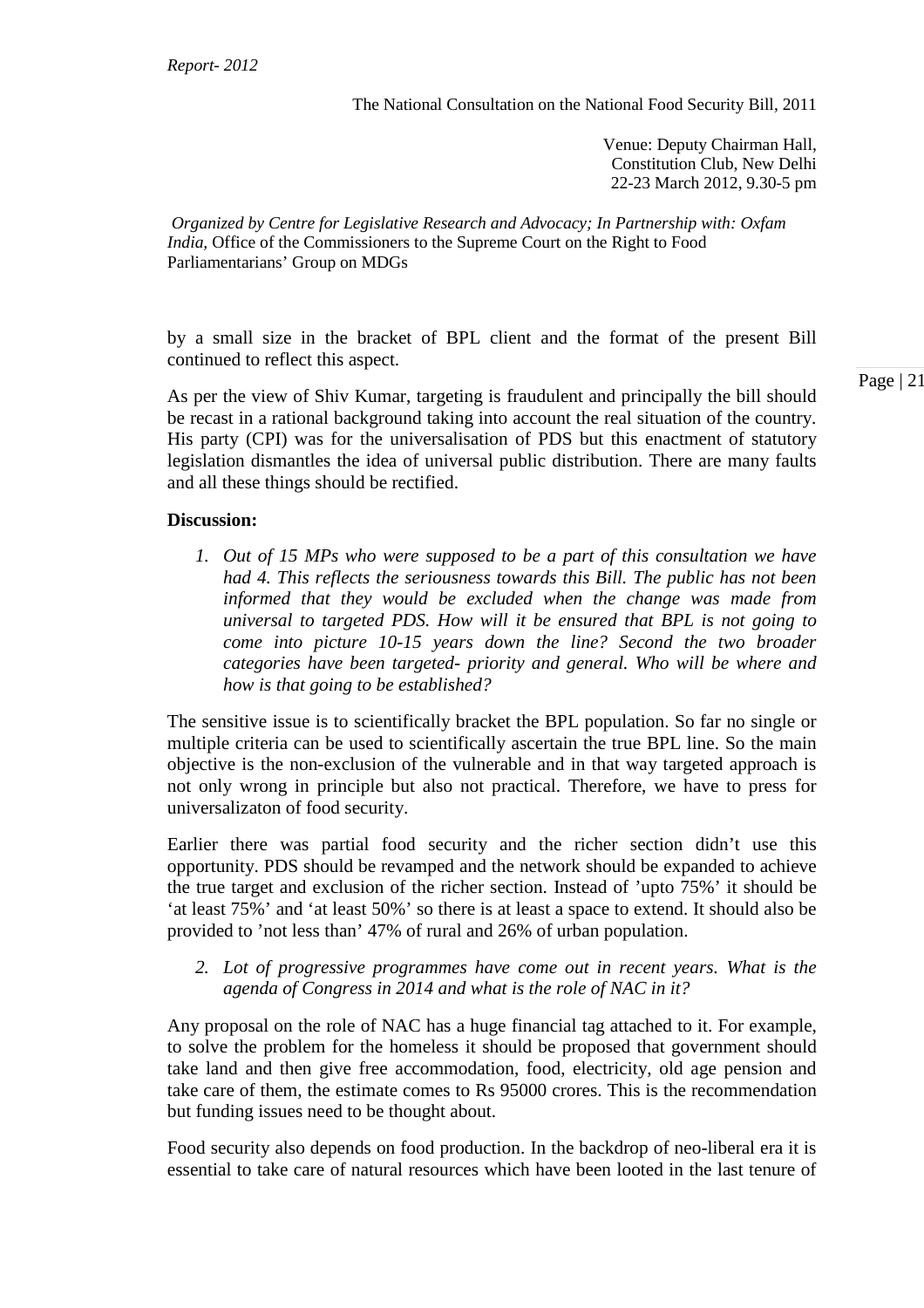by a small size in the bracket of BPL client and the format of the present Bill continued to reflect this aspect.

As per the view of Shiv Kumar, targeting is fraudulent and principally the bill should be recast in a rational background taking into account the real situation of the country. His party (CPI) was for the universalisation of PDS but this enactment of statutory legislation dismantles the idea of universal public distribution. There are many faults and all these things should be rectified.

**Discussion:**

1. *Out of 15 MPs who were supposed to be a part of this consultation we have had 4. This reflects the seriousness towards this Bill. The public has not been informed that they would be excluded when the change was made from universal to targeted PDS. How will it be ensured that BPL is not going to come into picture 10-15 years down the line? Second the two broader categories have been targeted- priority and general. Who will be where and how is that going to be established?*

The sensitive issue is to scientifically bracket the BPL population. So far no single or multiple criteria can be used to scientifically ascertain the true BPL line. So the main objective is the non-exclusion of the vulnerable and in that way targeted approach is not only wrong in principle but also not practical. Therefore, we have to press for universalizaton of food security.

Earlier there was partial food security and the richer section didn't use this opportunity. PDS should be revamped and the network should be expanded to achieve the true target and exclusion of the richer section. Instead of 'upto 75%' it should be 'at least 75%' and 'at least 50%' so there is at least a space to extend. It should also be provided to 'not less than' 47% of rural and 26% of urban population.

2. *Lot of progressive programmes have come out in recent years. What is the agenda of Congress in 2014 and what is the role of NAC in it?*

Any proposal on the role of NAC has a huge financial tag attached to it. For example, to solve the problem for the homeless it should be proposed that government should take land and then give free accommodation, food, electricity, old age pension and take care of them, the estimate comes to Rs 95000 crores. This is the recommendation but funding issues need to be thought about.

Food security also depends on food production. In the backdrop of neo-liberal era it is essential to take care of natural resources which have been looted in the last tenure of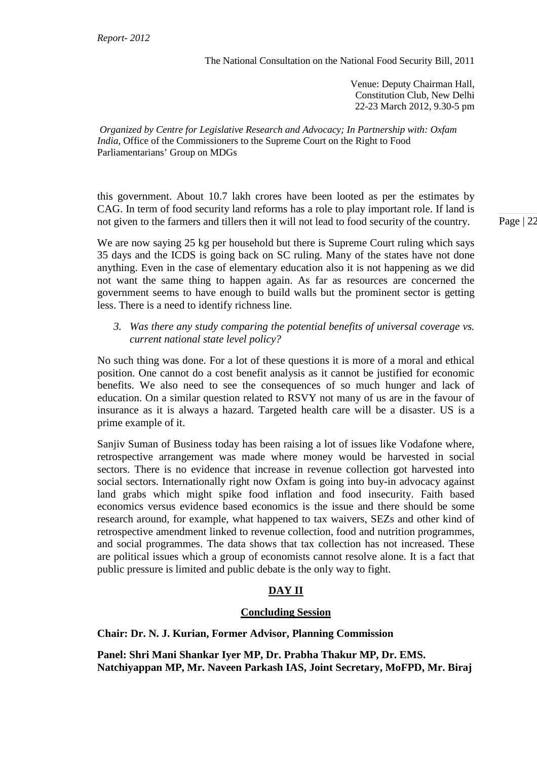this government. About 10.7 lakh crores have been looted as per the estimates by CAG. In term of food security land reforms has a role to play important role. If land is not given to the farmers and tillers then it will not lead to food security of the country.

We are now saying 25 kg per household but there is Supreme Court ruling which says 35 days and the ICDS is going back on SC ruling. Many of the states have not done anything. Even in the case of elementary education also it is not happening as we did not want the same thing to happen again. As far as resources are concerned the government seems to have enough to build walls but the prominent sector is getting less. There is a need to identify richness line.

3. *Was there any study comparing the potential benefits of universal coverage vs. current national state level policy?*

No such thing was done. For a lot of these questions it is more of a moral and ethical position. One cannot do a cost benefit analysis as it cannot be justified for economic benefits. We also need to see the consequences of so much hunger and lack of education. On a similar question related to RSVY not many of us are in the favour of insurance as it is always a hazard. Targeted health care will be a disaster. US is a prime example of it.

Sanjiv Suman of Business today has been raising a lot of issues like Vodafone where, retrospective arrangement was made where money would be harvested in social sectors. There is no evidence that increase in revenue collection got harvested into social sectors. Internationally right now Oxfam is going into buy-in advocacy against land grabs which might spike food inflation and food insecurity. Faith based economics versus evidence based economics is the issue and there should be some research around, for example, what happened to tax waivers, SEZs and other kind of retrospective amendment linked to revenue collection, food and nutrition programmes, and social programmes. The data shows that tax collection has not increased. These are political issues which a group of economists cannot resolve alone. It is a fact that public pressure is limited and public debate is the only way to fight.

## DAY II

### Concluding Session

**Chair: Dr. N. J. Kurian, Former Advisor, Planning Commission**

**Panel: Shri Mani Shankar Iyer MP, Dr. Prabha Thakur MP, Dr. EMS. Natchiyappan MP, Mr. Naveen Parkash IAS, Joint Secretary, MoFPD, Mr. Biraj**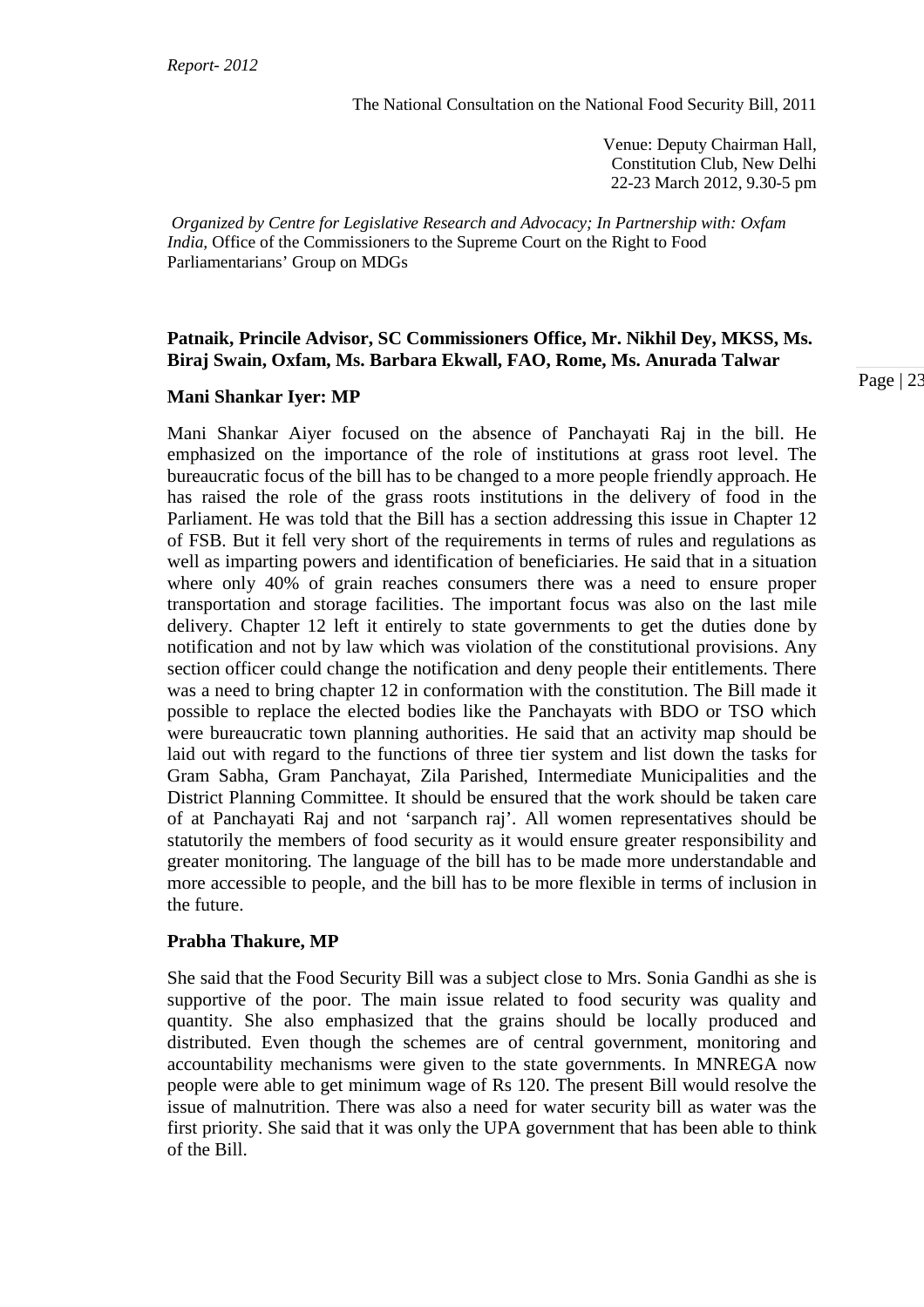The National Consultation on the National Food Security Bill, 2011

Venue: Deputy Chairman Hall,
Constitution Club, New Delhi
22-23 March 2012, 9.30-5 pm

*Organized by Centre for Legislative Research and Advocacy; In Partnership with: Oxfam India*, Office of the Commissioners to the Supreme Court on the Right to Food Parliamentarians' Group on MDGs

**Patnaik, Princile Advisor, SC Commissioners Office, Mr. Nikhil Dey, MKSS, Ms. Biraj Swain, Oxfam, Ms. Barbara Ekwall, FAO, Rome, Ms. Anurada Talwar**

**Mani Shankar Iyer: MP**

Mani Shankar Aiyer focused on the absence of Panchayati Raj in the bill. He emphasized on the importance of the role of institutions at grass root level. The bureaucratic focus of the bill has to be changed to a more people friendly approach. He has raised the role of the grass roots institutions in the delivery of food in the Parliament. He was told that the Bill has a section addressing this issue in Chapter 12 of FSB. But it fell very short of the requirements in terms of rules and regulations as well as imparting powers and identification of beneficiaries. He said that in a situation where only 40% of grain reaches consumers there was a need to ensure proper transportation and storage facilities. The important focus was also on the last mile delivery. Chapter 12 left it entirely to state governments to get the duties done by notification and not by law which was violation of the constitutional provisions. Any section officer could change the notification and deny people their entitlements. There was a need to bring chapter 12 in conformation with the constitution. The Bill made it possible to replace the elected bodies like the Panchayats with BDO or TSO which were bureaucratic town planning authorities. He said that an activity map should be laid out with regard to the functions of three tier system and list down the tasks for Gram Sabha, Gram Panchayat, Zila Parished, Intermediate Municipalities and the District Planning Committee. It should be ensured that the work should be taken care of at Panchayati Raj and not 'sarpanch raj'. All women representatives should be statutorily the members of food security as it would ensure greater responsibility and greater monitoring. The language of the bill has to be made more understandable and more accessible to people, and the bill has to be more flexible in terms of inclusion in the future.

**Prabha Thakure, MP**

She said that the Food Security Bill was a subject close to Mrs. Sonia Gandhi as she is supportive of the poor. The main issue related to food security was quality and quantity. She also emphasized that the grains should be locally produced and distributed. Even though the schemes are of central government, monitoring and accountability mechanisms were given to the state governments. In MNREGA now people were able to get minimum wage of Rs 120. The present Bill would resolve the issue of malnutrition. There was also a need for water security bill as water was the first priority. She said that it was only the UPA government that has been able to think of the Bill.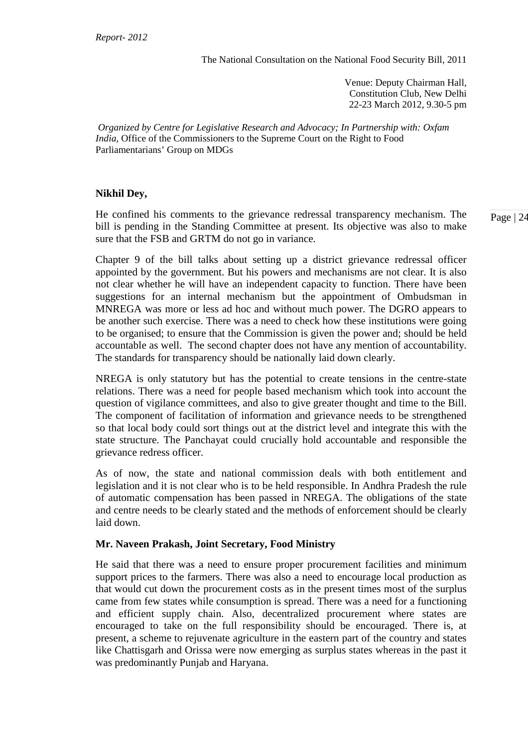*Report- 2012*

The National Consultation on the National Food Security Bill, 2011

Venue: Deputy Chairman Hall,
Constitution Club, New Delhi
22-23 March 2012, 9.30-5 pm

*Organized by Centre for Legislative Research and Advocacy; In Partnership with: Oxfam India,* Office of the Commissioners to the Supreme Court on the Right to Food Parliamentarians' Group on MDGs

**Nikhil Dey,**

He confined his comments to the grievance redressal transparency mechanism. The bill is pending in the Standing Committee at present. Its objective was also to make sure that the FSB and GRTM do not go in variance.

Chapter 9 of the bill talks about setting up a district grievance redressal officer appointed by the government. But his powers and mechanisms are not clear. It is also not clear whether he will have an independent capacity to function. There have been suggestions for an internal mechanism but the appointment of Ombudsman in MNREGA was more or less ad hoc and without much power. The DGRO appears to be another such exercise. There was a need to check how these institutions were going to be organised; to ensure that the Commission is given the power and; should be held accountable as well. The second chapter does not have any mention of accountability. The standards for transparency should be nationally laid down clearly.

NREGA is only statutory but has the potential to create tensions in the centre-state relations. There was a need for people based mechanism which took into account the question of vigilance committees, and also to give greater thought and time to the Bill. The component of facilitation of information and grievance needs to be strengthened so that local body could sort things out at the district level and integrate this with the state structure. The Panchayat could crucially hold accountable and responsible the grievance redress officer.

As of now, the state and national commission deals with both entitlement and legislation and it is not clear who is to be held responsible. In Andhra Pradesh the rule of automatic compensation has been passed in NREGA. The obligations of the state and centre needs to be clearly stated and the methods of enforcement should be clearly laid down.

**Mr. Naveen Prakash, Joint Secretary, Food Ministry**

He said that there was a need to ensure proper procurement facilities and minimum support prices to the farmers. There was also a need to encourage local production as that would cut down the procurement costs as in the present times most of the surplus came from few states while consumption is spread. There was a need for a functioning and efficient supply chain. Also, decentralized procurement where states are encouraged to take on the full responsibility should be encouraged. There is, at present, a scheme to rejuvenate agriculture in the eastern part of the country and states like Chattisgarh and Orissa were now emerging as surplus states whereas in the past it was predominantly Punjab and Haryana.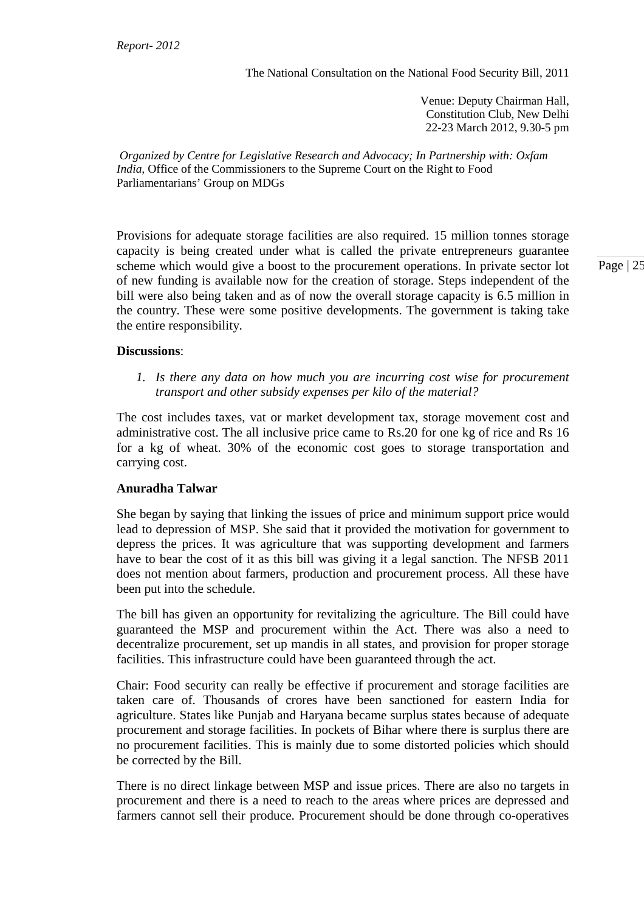Provisions for adequate storage facilities are also required. 15 million tonnes storage capacity is being created under what is called the private entrepreneurs guarantee scheme which would give a boost to the procurement operations. In private sector lot of new funding is available now for the creation of storage. Steps independent of the bill were also being taken and as of now the overall storage capacity is 6.5 million in the country. These were some positive developments. The government is taking take the entire responsibility.

**Discussions**:

1. *Is there any data on how much you are incurring cost wise for procurement transport and other subsidy expenses per kilo of the material?*

The cost includes taxes, vat or market development tax, storage movement cost and administrative cost. The all inclusive price came to Rs.20 for one kg of rice and Rs 16 for a kg of wheat. 30% of the economic cost goes to storage transportation and carrying cost.

**Anuradha Talwar**

She began by saying that linking the issues of price and minimum support price would lead to depression of MSP. She said that it provided the motivation for government to depress the prices. It was agriculture that was supporting development and farmers have to bear the cost of it as this bill was giving it a legal sanction. The NFSB 2011 does not mention about farmers, production and procurement process. All these have been put into the schedule.

The bill has given an opportunity for revitalizing the agriculture. The Bill could have guaranteed the MSP and procurement within the Act. There was also a need to decentralize procurement, set up mandis in all states, and provision for proper storage facilities. This infrastructure could have been guaranteed through the act.

Chair: Food security can really be effective if procurement and storage facilities are taken care of. Thousands of crores have been sanctioned for eastern India for agriculture. States like Punjab and Haryana became surplus states because of adequate procurement and storage facilities. In pockets of Bihar where there is surplus there are no procurement facilities. This is mainly due to some distorted policies which should be corrected by the Bill.

There is no direct linkage between MSP and issue prices. There are also no targets in procurement and there is a need to reach to the areas where prices are depressed and farmers cannot sell their produce. Procurement should be done through co-operatives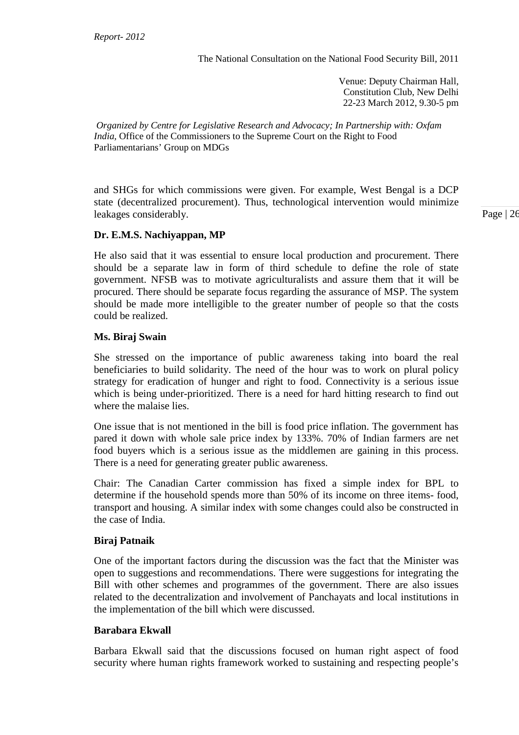and SHGs for which commissions were given. For example, West Bengal is a DCP state (decentralized procurement). Thus, technological intervention would minimize leakages considerably.

**Dr. E.M.S. Nachiyappan, MP**

He also said that it was essential to ensure local production and procurement. There should be a separate law in form of third schedule to define the role of state government. NFSB was to motivate agriculturalists and assure them that it will be procured. There should be separate focus regarding the assurance of MSP. The system should be made more intelligible to the greater number of people so that the costs could be realized.

**Ms. Biraj Swain**

She stressed on the importance of public awareness taking into board the real beneficiaries to build solidarity. The need of the hour was to work on plural policy strategy for eradication of hunger and right to food. Connectivity is a serious issue which is being under-prioritized. There is a need for hard hitting research to find out where the malaise lies.

One issue that is not mentioned in the bill is food price inflation. The government has pared it down with whole sale price index by 133%. 70% of Indian farmers are net food buyers which is a serious issue as the middlemen are gaining in this process. There is a need for generating greater public awareness.

Chair: The Canadian Carter commission has fixed a simple index for BPL to determine if the household spends more than 50% of its income on three items- food, transport and housing. A similar index with some changes could also be constructed in the case of India.

**Biraj Patnaik**

One of the important factors during the discussion was the fact that the Minister was open to suggestions and recommendations. There were suggestions for integrating the Bill with other schemes and programmes of the government. There are also issues related to the decentralization and involvement of Panchayats and local institutions in the implementation of the bill which were discussed.

**Barabara Ekwall**

Barbara Ekwall said that the discussions focused on human right aspect of food security where human rights framework worked to sustaining and respecting people's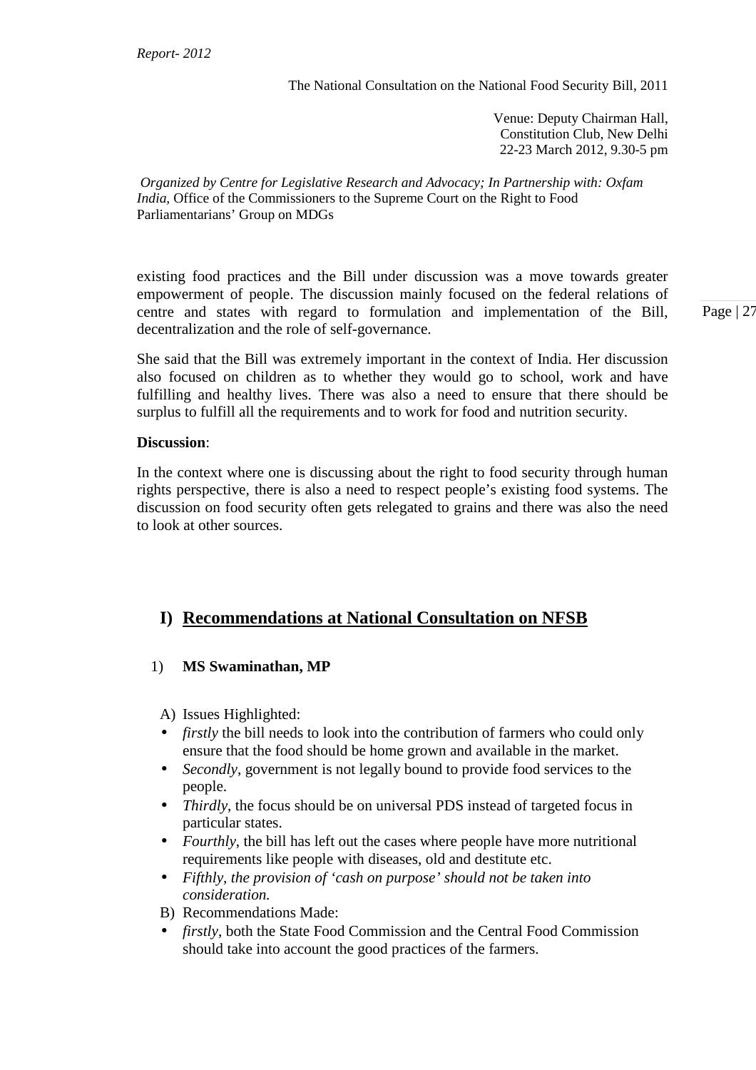existing food practices and the Bill under discussion was a move towards greater empowerment of people. The discussion mainly focused on the federal relations of centre and states with regard to formulation and implementation of the Bill, decentralization and the role of self-governance.

She said that the Bill was extremely important in the context of India. Her discussion also focused on children as to whether they would go to school, work and have fulfilling and healthy lives. There was also a need to ensure that there should be surplus to fulfill all the requirements and to work for food and nutrition security.

**Discussion**:

In the context where one is discussing about the right to food security through human rights perspective, there is also a need to respect people's existing food systems. The discussion on food security often gets relegated to grains and there was also the need to look at other sources.

## I) Recommendations at National Consultation on NFSB

### 1) MS Swaminathan, MP

A) Issues Highlighted:

- *firstly* the bill needs to look into the contribution of farmers who could only ensure that the food should be home grown and available in the market.
- *Secondly*, government is not legally bound to provide food services to the people.
- *Thirdly*, the focus should be on universal PDS instead of targeted focus in particular states.
- *Fourthly*, the bill has left out the cases where people have more nutritional requirements like people with diseases, old and destitute etc.
- *Fifthly, the provision of 'cash on purpose' should not be taken into consideration.*

B) Recommendations Made:

- *firstly*, both the State Food Commission and the Central Food Commission should take into account the good practices of the farmers.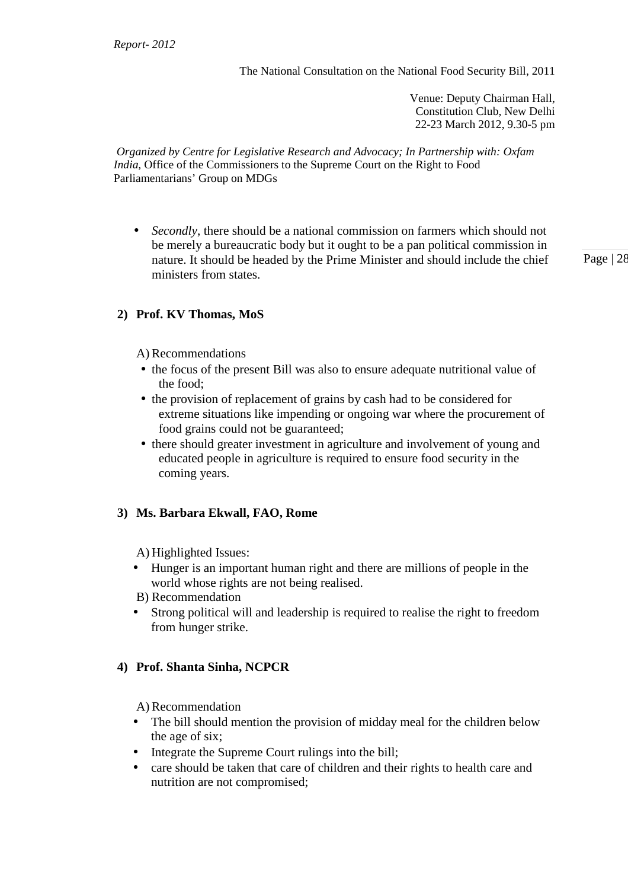- *Secondly*, there should be a national commission on farmers which should not be merely a bureaucratic body but it ought to be a pan political commission in nature. It should be headed by the Prime Minister and should include the chief ministers from states.

**2) Prof. KV Thomas, MoS**

A) Recommendations

- the focus of the present Bill was also to ensure adequate nutritional value of the food;
- the provision of replacement of grains by cash had to be considered for extreme situations like impending or ongoing war where the procurement of food grains could not be guaranteed;
- there should greater investment in agriculture and involvement of young and educated people in agriculture is required to ensure food security in the coming years.

**3) Ms. Barbara Ekwall, FAO, Rome**

A) Highlighted Issues:

- Hunger is an important human right and there are millions of people in the world whose rights are not being realised.

B) Recommendation

- Strong political will and leadership is required to realise the right to freedom from hunger strike.

**4) Prof. Shanta Sinha, NCPCR**

A) Recommendation

- The bill should mention the provision of midday meal for the children below the age of six;
- Integrate the Supreme Court rulings into the bill;
- care should be taken that care of children and their rights to health care and nutrition are not compromised;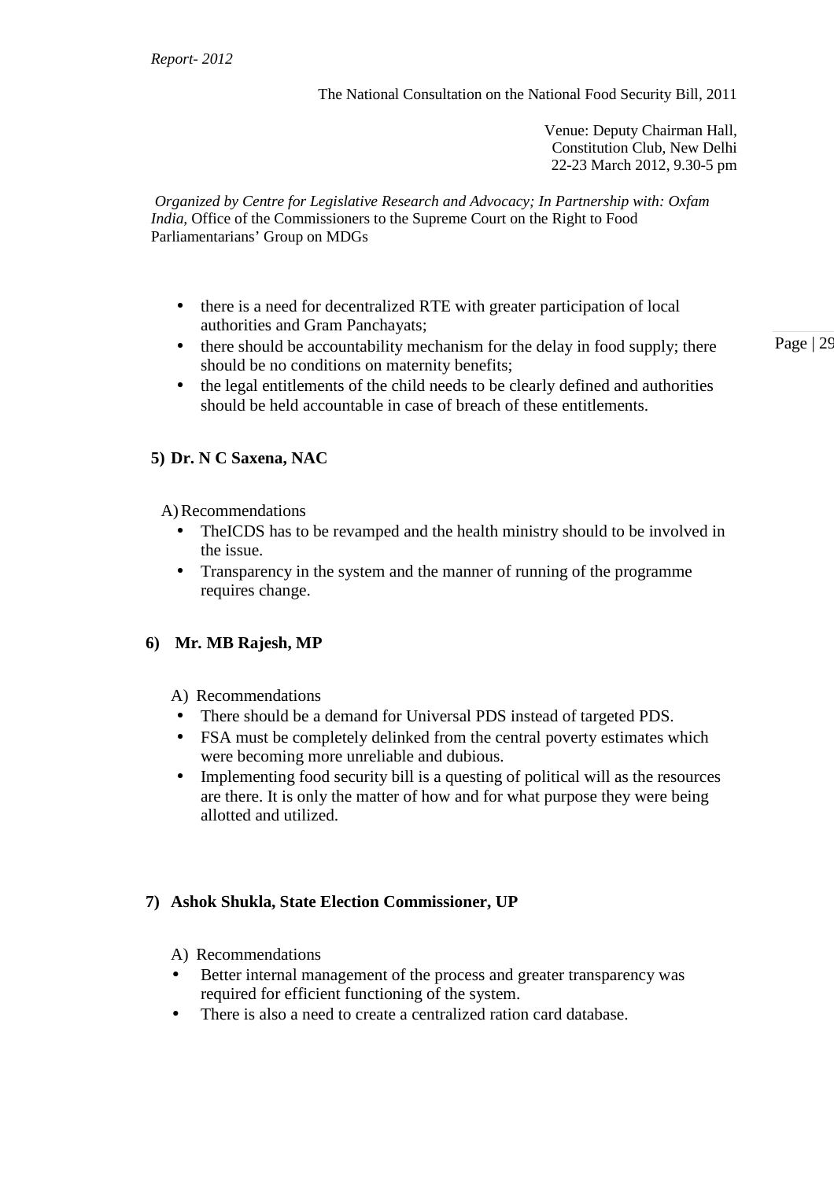- there is a need for decentralized RTE with greater participation of local authorities and Gram Panchayats;
- there should be accountability mechanism for the delay in food supply; there should be no conditions on maternity benefits;
- the legal entitlements of the child needs to be clearly defined and authorities should be held accountable in case of breach of these entitlements.

**5) Dr. N C Saxena, NAC**

A) Recommendations

- TheICDS has to be revamped and the health ministry should to be involved in the issue.
- Transparency in the system and the manner of running of the programme requires change.

**6) Mr. MB Rajesh, MP**

A) Recommendations

- There should be a demand for Universal PDS instead of targeted PDS.
- FSA must be completely delinked from the central poverty estimates which were becoming more unreliable and dubious.
- Implementing food security bill is a questing of political will as the resources are there. It is only the matter of how and for what purpose they were being allotted and utilized.

**7) Ashok Shukla, State Election Commissioner, UP**

A) Recommendations

- Better internal management of the process and greater transparency was required for efficient functioning of the system.
- There is also a need to create a centralized ration card database.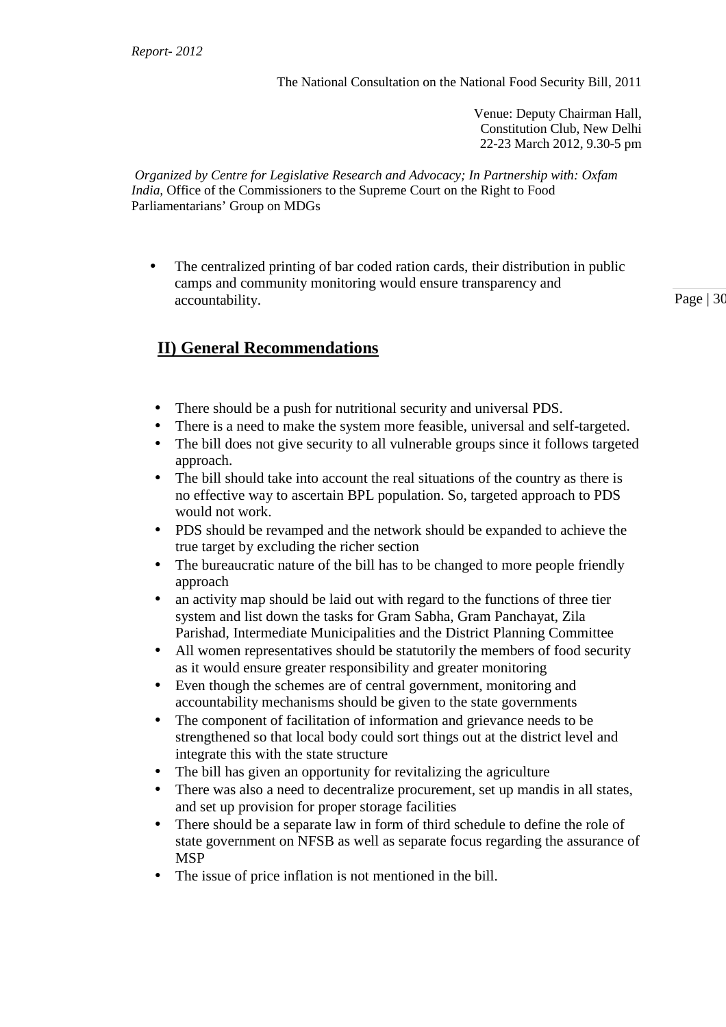- The centralized printing of bar coded ration cards, their distribution in public camps and community monitoring would ensure transparency and accountability.

## II) General Recommendations

- There should be a push for nutritional security and universal PDS.
- There is a need to make the system more feasible, universal and self-targeted.
- The bill does not give security to all vulnerable groups since it follows targeted approach.
- The bill should take into account the real situations of the country as there is no effective way to ascertain BPL population. So, targeted approach to PDS would not work.
- PDS should be revamped and the network should be expanded to achieve the true target by excluding the richer section
- The bureaucratic nature of the bill has to be changed to more people friendly approach
- an activity map should be laid out with regard to the functions of three tier system and list down the tasks for Gram Sabha, Gram Panchayat, Zila Parishad, Intermediate Municipalities and the District Planning Committee
- All women representatives should be statutorily the members of food security as it would ensure greater responsibility and greater monitoring
- Even though the schemes are of central government, monitoring and accountability mechanisms should be given to the state governments
- The component of facilitation of information and grievance needs to be strengthened so that local body could sort things out at the district level and integrate this with the state structure
- The bill has given an opportunity for revitalizing the agriculture
- There was also a need to decentralize procurement, set up mandis in all states, and set up provision for proper storage facilities
- There should be a separate law in form of third schedule to define the role of state government on NFSB as well as separate focus regarding the assurance of MSP
- The issue of price inflation is not mentioned in the bill.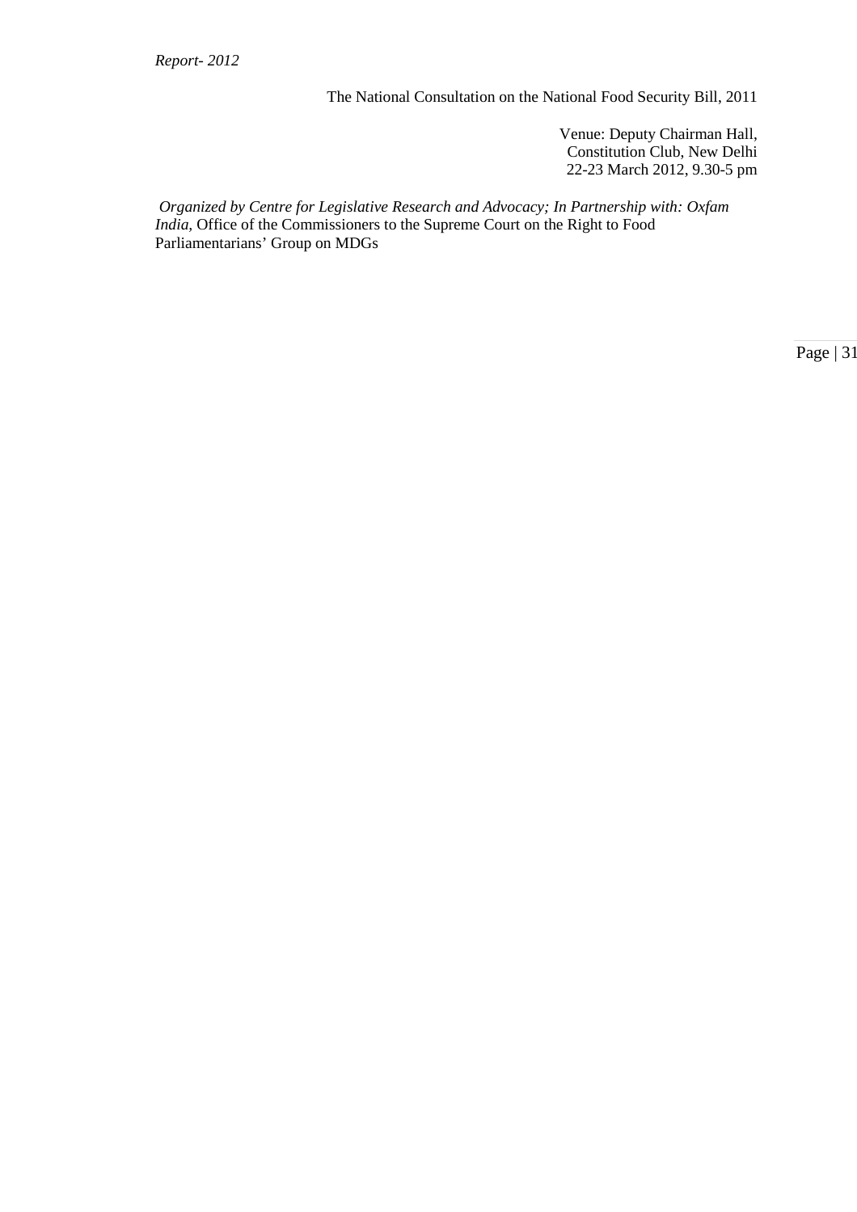The National Consultation on the National Food Security Bill, 2011

Venue: Deputy Chairman Hall,
Constitution Club, New Delhi
22-23 March 2012, 9.30-5 pm

*Organized by Centre for Legislative Research and Advocacy; In Partnership with: Oxfam India*, Office of the Commissioners to the Supreme Court on the Right to Food
Parliamentarians' Group on MDGs